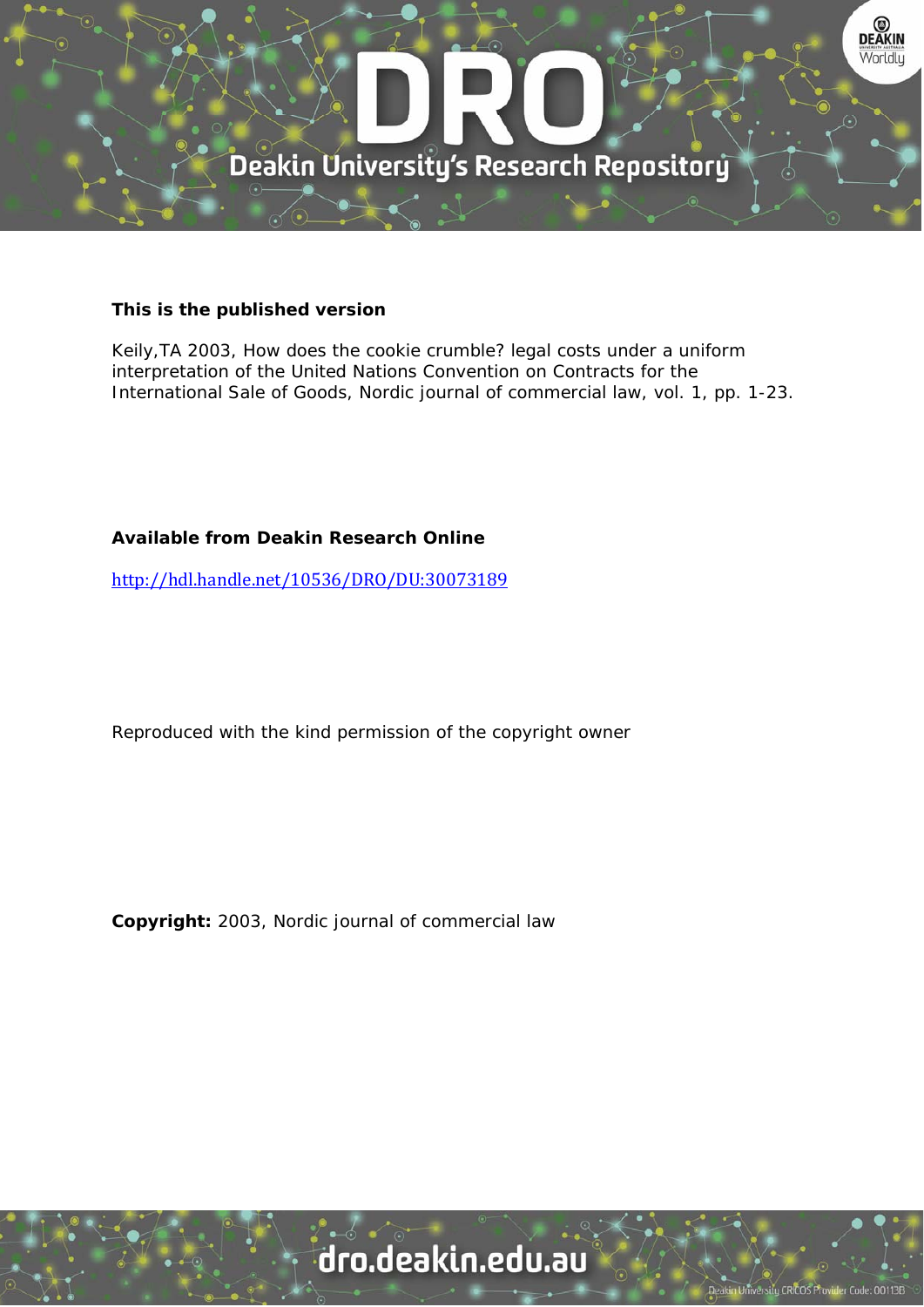**This is the published version**

Keily,TA 2003, How does the cookie crumble? legal costs under a uniform interpretation of the United Nations Convention on Contracts for the International Sale of Goods, Nordic journal of commercial law, vol. 1, pp. 1-23.

**Available from Deakin Research Online**

http://hdl.handle.net/10536/DRO/DU:30073189

Reproduced with the kind permission of the copyright owner

**Copyright:** 2003, Nordic journal of commercial law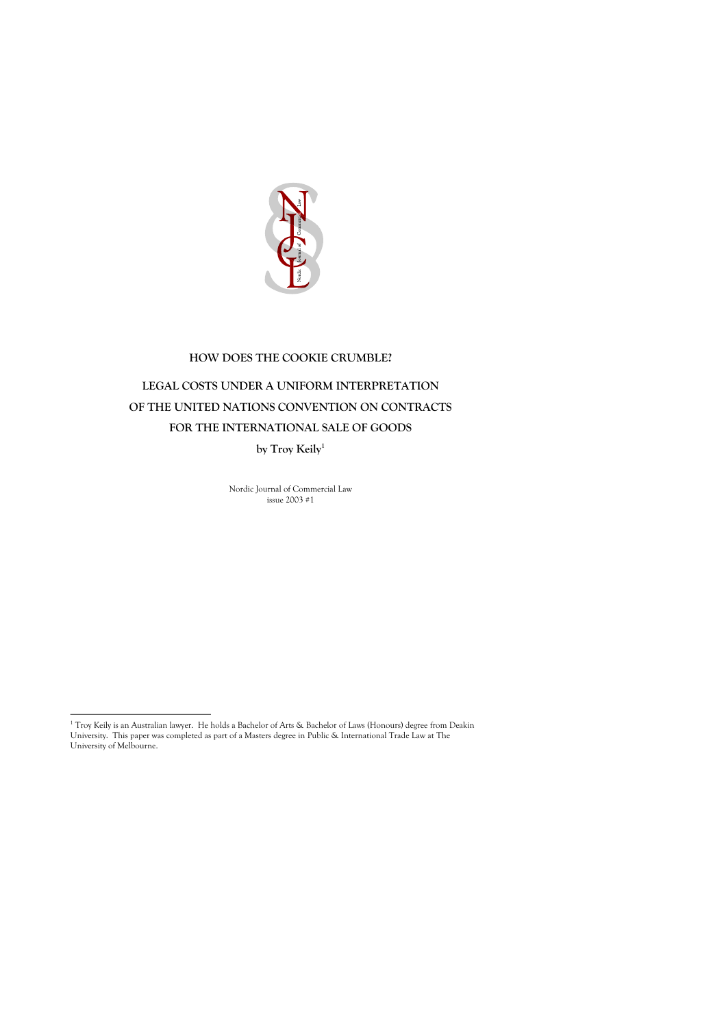# HOW DOES THE COOKIE CRUMBLE?

## LEGAL COSTS UNDER A UNIFORM INTERPRETATION OF THE UNITED NATIONS CONVENTION ON CONTRACTS FOR THE INTERNATIONAL SALE OF GOODS

**by Troy Keily[1]**

Nordic Journal of Commercial Law
issue 2003 #1

---

[1] Troy Keily is an Australian lawyer. He holds a Bachelor of Arts & Bachelor of Laws (Honours) degree from Deakin University. This paper was completed as part of a Masters degree in Public & International Trade Law at The University of Melbourne.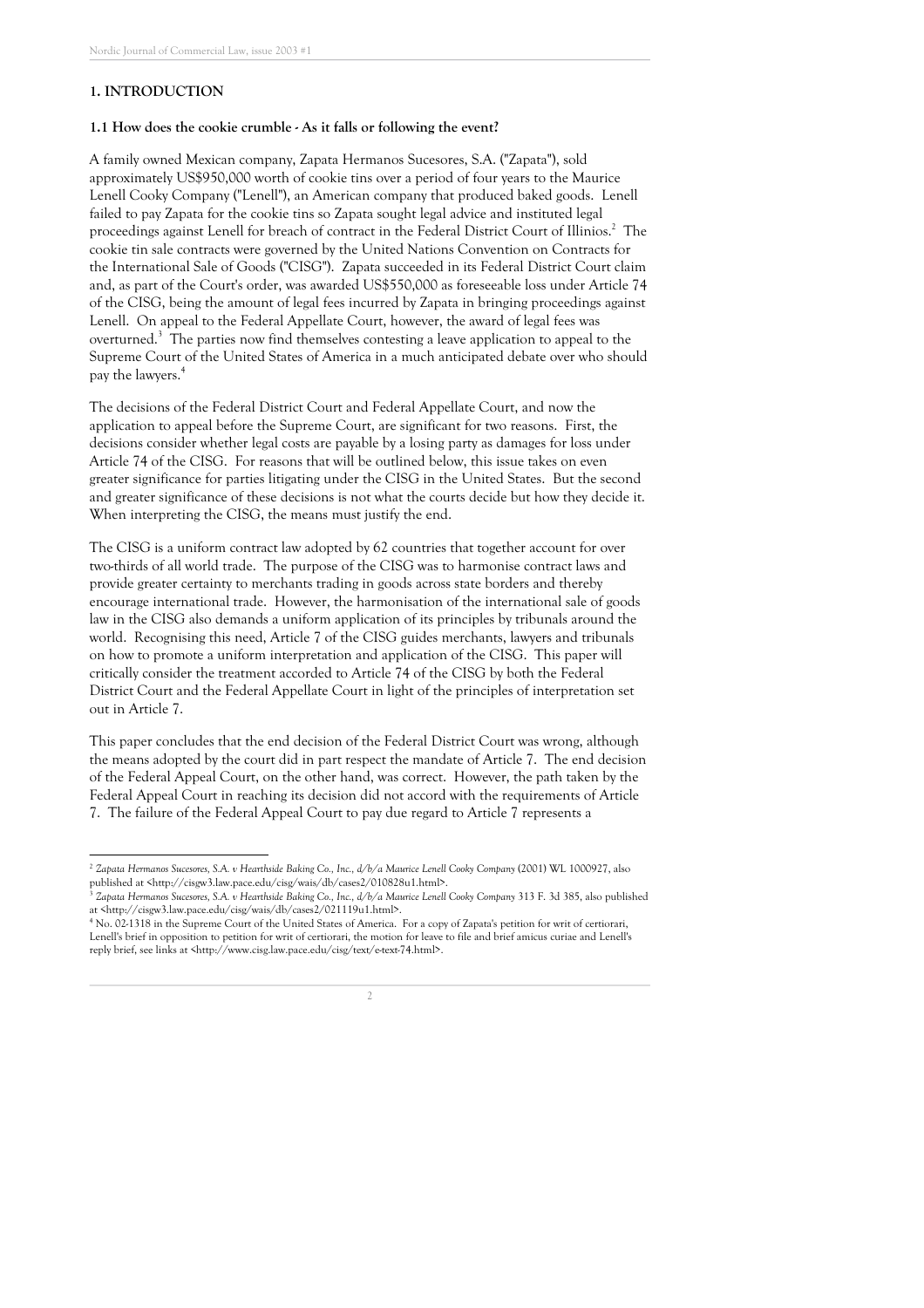## 1. INTRODUCTION

### 1.1 How does the cookie crumble - As it falls or following the event?

A family owned Mexican company, Zapata Hermanos Sucesores, S.A. ("Zapata"), sold approximately US$950,000 worth of cookie tins over a period of four years to the Maurice Lenell Cooky Company ("Lenell"), an American company that produced baked goods. Lenell failed to pay Zapata for the cookie tins so Zapata sought legal advice and instituted legal proceedings against Lenell for breach of contract in the Federal District Court of Illinios.[2] The cookie tin sale contracts were governed by the United Nations Convention on Contracts for the International Sale of Goods ("CISG"). Zapata succeeded in its Federal District Court claim and, as part of the Court's order, was awarded US$550,000 as foreseeable loss under Article 74 of the CISG, being the amount of legal fees incurred by Zapata in bringing proceedings against Lenell. On appeal to the Federal Appellate Court, however, the award of legal fees was overturned.[3] The parties now find themselves contesting a leave application to appeal to the Supreme Court of the United States of America in a much anticipated debate over who should pay the lawyers.[4]

The decisions of the Federal District Court and Federal Appellate Court, and now the application to appeal before the Supreme Court, are significant for two reasons. First, the decisions consider whether legal costs are payable by a losing party as damages for loss under Article 74 of the CISG. For reasons that will be outlined below, this issue takes on even greater significance for parties litigating under the CISG in the United States. But the second and greater significance of these decisions is not what the courts decide but how they decide it. When interpreting the CISG, the means must justify the end.

The CISG is a uniform contract law adopted by 62 countries that together account for over two-thirds of all world trade. The purpose of the CISG was to harmonise contract laws and provide greater certainty to merchants trading in goods across state borders and thereby encourage international trade. However, the harmonisation of the international sale of goods law in the CISG also demands a uniform application of its principles by tribunals around the world. Recognising this need, Article 7 of the CISG guides merchants, lawyers and tribunals on how to promote a uniform interpretation and application of the CISG. This paper will critically consider the treatment accorded to Article 74 of the CISG by both the Federal District Court and the Federal Appellate Court in light of the principles of interpretation set out in Article 7.

This paper concludes that the end decision of the Federal District Court was wrong, although the means adopted by the court did in part respect the mandate of Article 7. The end decision of the Federal Appeal Court, on the other hand, was correct. However, the path taken by the Federal Appeal Court in reaching its decision did not accord with the requirements of Article 7. The failure of the Federal Appeal Court to pay due regard to Article 7 represents a

---

[2] *Zapata Hermanos Sucesores, S.A. v Hearthside Baking Co., Inc., d/b/a Maurice Lenell Cooky Company* (2001) WL 1000927, also published at <http://cisgw3.law.pace.edu/cisg/wais/db/cases2/010828u1.html>.

[3] *Zapata Hermanos Sucesores, S.A. v Hearthside Baking Co., Inc., d/b/a Maurice Lenell Cooky Company* 313 F. 3d 385, also published at <http://cisgw3.law.pace.edu/cisg/wais/db/cases2/021119u1.html>.

[4] No. 02-1318 in the Supreme Court of the United States of America. For a copy of Zapata's petition for writ of certiorari, Lenell's brief in opposition to petition for writ of certiorari, the motion for leave to file and brief amicus curiae and Lenell's reply brief, see links at <http://www.cisg.law.pace.edu/cisg/text/e-text-74.html>.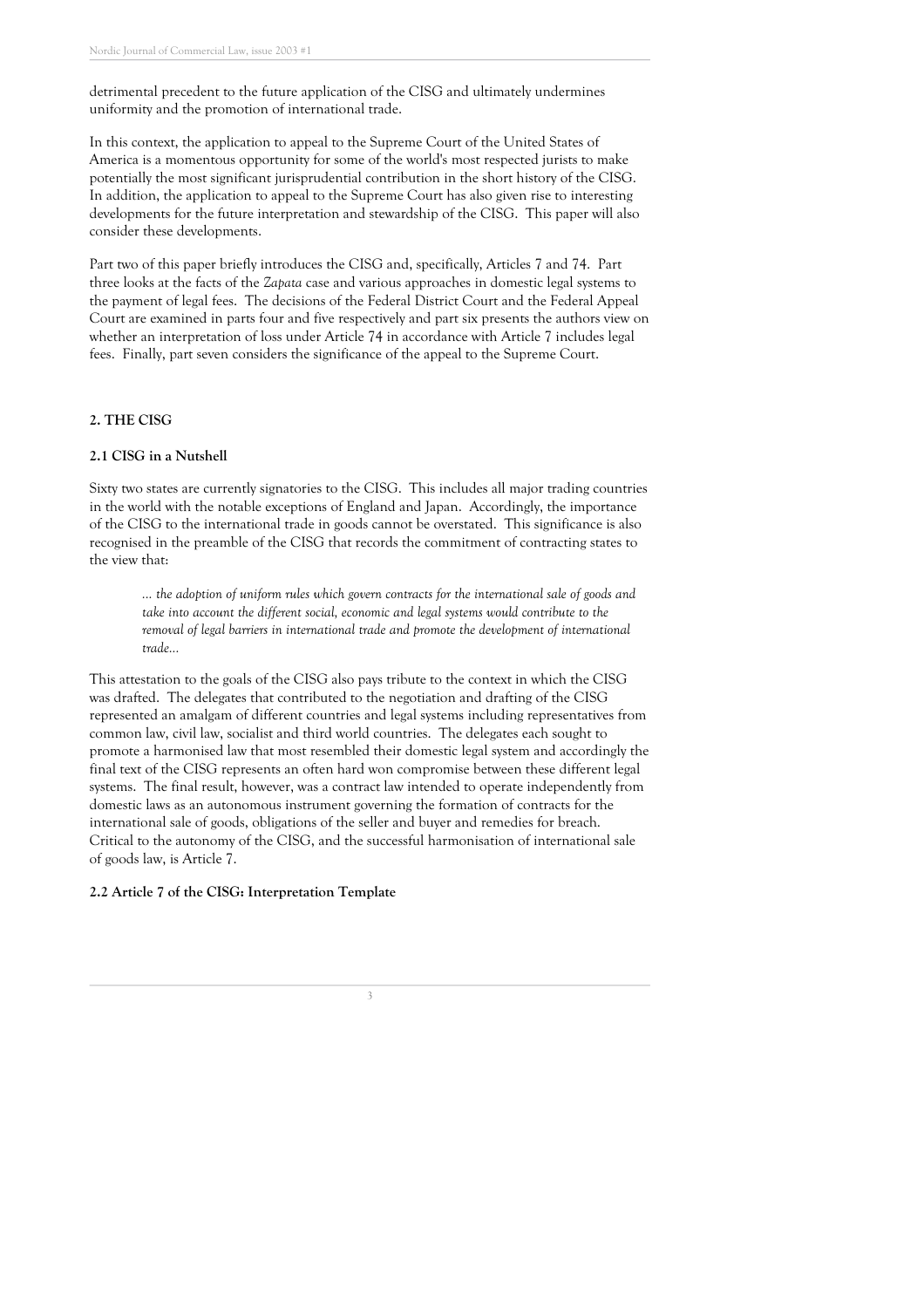detrimental precedent to the future application of the CISG and ultimately undermines uniformity and the promotion of international trade.

In this context, the application to appeal to the Supreme Court of the United States of America is a momentous opportunity for some of the world's most respected jurists to make potentially the most significant jurisprudential contribution in the short history of the CISG. In addition, the application to appeal to the Supreme Court has also given rise to interesting developments for the future interpretation and stewardship of the CISG. This paper will also consider these developments.

Part two of this paper briefly introduces the CISG and, specifically, Articles 7 and 74. Part three looks at the facts of the *Zapata* case and various approaches in domestic legal systems to the payment of legal fees. The decisions of the Federal District Court and the Federal Appeal Court are examined in parts four and five respectively and part six presents the authors view on whether an interpretation of loss under Article 74 in accordance with Article 7 includes legal fees. Finally, part seven considers the significance of the appeal to the Supreme Court.

## 2. THE CISG

### 2.1 CISG in a Nutshell

Sixty two states are currently signatories to the CISG. This includes all major trading countries in the world with the notable exceptions of England and Japan. Accordingly, the importance of the CISG to the international trade in goods cannot be overstated. This significance is also recognised in the preamble of the CISG that records the commitment of contracting states to the view that:

> *... the adoption of uniform rules which govern contracts for the international sale of goods and take into account the different social, economic and legal systems would contribute to the removal of legal barriers in international trade and promote the development of international trade...*

This attestation to the goals of the CISG also pays tribute to the context in which the CISG was drafted. The delegates that contributed to the negotiation and drafting of the CISG represented an amalgam of different countries and legal systems including representatives from common law, civil law, socialist and third world countries. The delegates each sought to promote a harmonised law that most resembled their domestic legal system and accordingly the final text of the CISG represents an often hard won compromise between these different legal systems. The final result, however, was a contract law intended to operate independently from domestic laws as an autonomous instrument governing the formation of contracts for the international sale of goods, obligations of the seller and buyer and remedies for breach. Critical to the autonomy of the CISG, and the successful harmonisation of international sale of goods law, is Article 7.

### 2.2 Article 7 of the CISG: Interpretation Template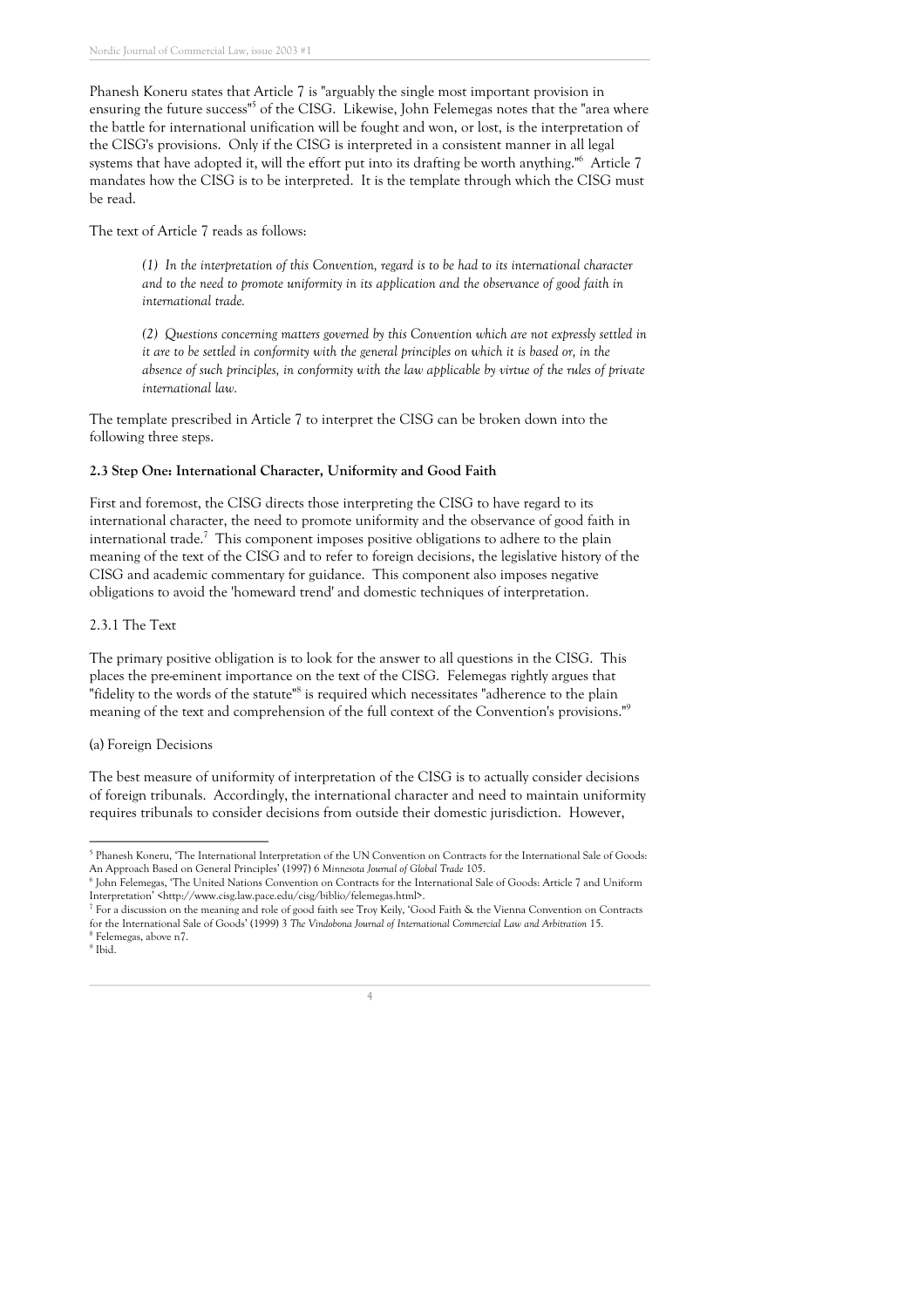Phanesh Koneru states that Article 7 is "arguably the single most important provision in ensuring the future success"[5] of the CISG. Likewise, John Felemegas notes that the "area where the battle for international unification will be fought and won, or lost, is the interpretation of the CISG's provisions. Only if the CISG is interpreted in a consistent manner in all legal systems that have adopted it, will the effort put into its drafting be worth anything."[6] Article 7 mandates how the CISG is to be interpreted. It is the template through which the CISG must be read.

The text of Article 7 reads as follows:

> *(1) In the interpretation of this Convention, regard is to be had to its international character and to the need to promote uniformity in its application and the observance of good faith in international trade.*
>
> *(2) Questions concerning matters governed by this Convention which are not expressly settled in it are to be settled in conformity with the general principles on which it is based or, in the absence of such principles, in conformity with the law applicable by virtue of the rules of private international law.*

The template prescribed in Article 7 to interpret the CISG can be broken down into the following three steps.

### 2.3 Step One: International Character, Uniformity and Good Faith

First and foremost, the CISG directs those interpreting the CISG to have regard to its international character, the need to promote uniformity and the observance of good faith in international trade.[7] This component imposes positive obligations to adhere to the plain meaning of the text of the CISG and to refer to foreign decisions, the legislative history of the CISG and academic commentary for guidance. This component also imposes negative obligations to avoid the 'homeward trend' and domestic techniques of interpretation.

#### 2.3.1 The Text

The primary positive obligation is to look for the answer to all questions in the CISG. This places the pre-eminent importance on the text of the CISG. Felemegas rightly argues that "fidelity to the words of the statute"[8] is required which necessitates "adherence to the plain meaning of the text and comprehension of the full context of the Convention's provisions."[9]

(a) Foreign Decisions

The best measure of uniformity of interpretation of the CISG is to actually consider decisions of foreign tribunals. Accordingly, the international character and need to maintain uniformity requires tribunals to consider decisions from outside their domestic jurisdiction. However,

---

[5] Phanesh Koneru, 'The International Interpretation of the UN Convention on Contracts for the International Sale of Goods: An Approach Based on General Principles' (1997) 6 *Minnesota Journal of Global Trade* 105.

[6] John Felemegas, 'The United Nations Convention on Contracts for the International Sale of Goods: Article 7 and Uniform Interpretation' <http://www.cisg.law.pace.edu/cisg/biblio/felemegas.html>.

[7] For a discussion on the meaning and role of good faith see Troy Keily, 'Good Faith & the Vienna Convention on Contracts for the International Sale of Goods' (1999) 3 *The Vindobona Journal of International Commercial Law and Arbitration* 15.

[8] Felemegas, above n7.

[9] Ibid.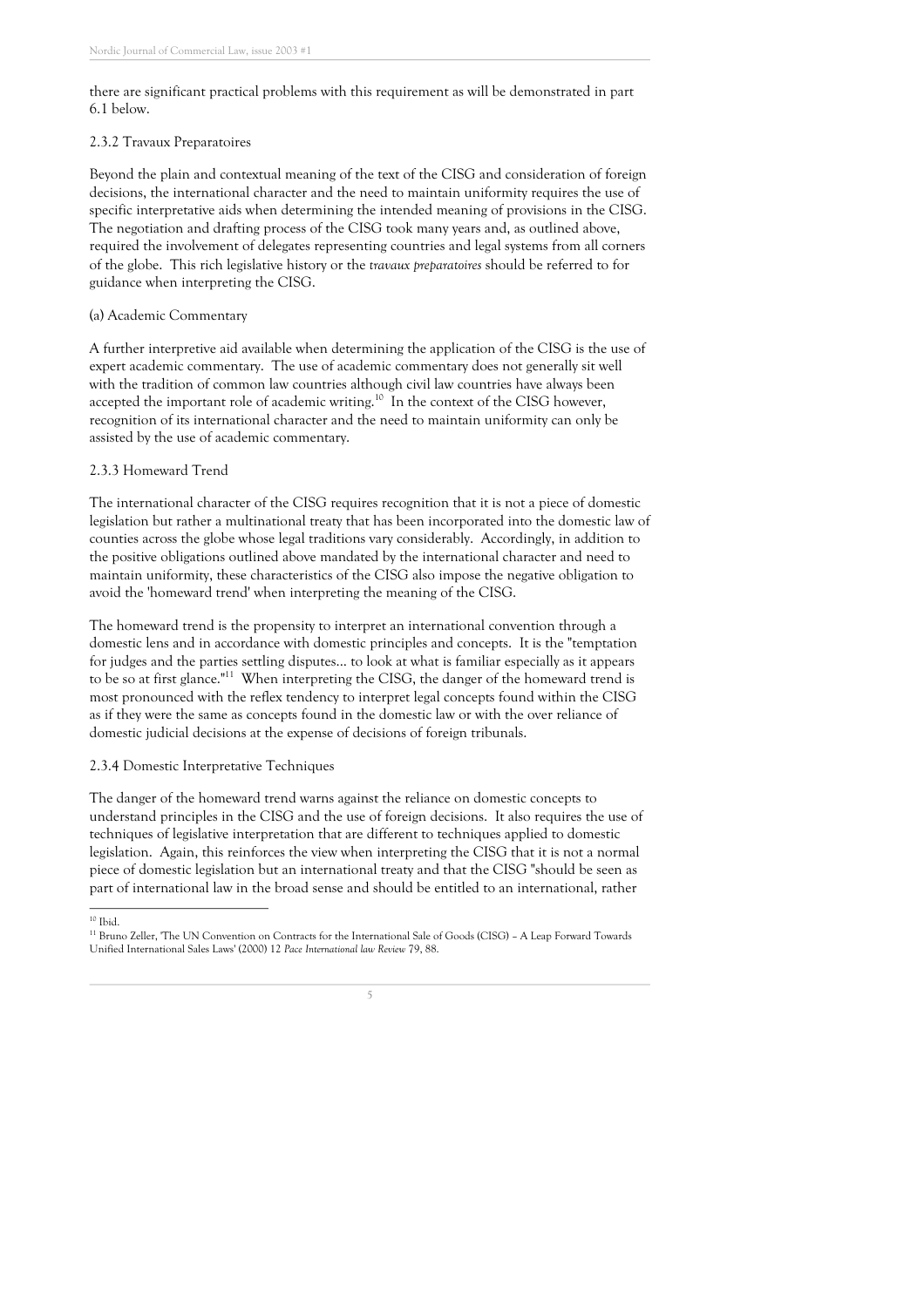there are significant practical problems with this requirement as will be demonstrated in part 6.1 below.

### 2.3.2 Travaux Preparatoires

Beyond the plain and contextual meaning of the text of the CISG and consideration of foreign decisions, the international character and the need to maintain uniformity requires the use of specific interpretative aids when determining the intended meaning of provisions in the CISG. The negotiation and drafting process of the CISG took many years and, as outlined above, required the involvement of delegates representing countries and legal systems from all corners of the globe. This rich legislative history or the *travaux preparatoires* should be referred to for guidance when interpreting the CISG.

#### (a) Academic Commentary

A further interpretive aid available when determining the application of the CISG is the use of expert academic commentary. The use of academic commentary does not generally sit well with the tradition of common law countries although civil law countries have always been accepted the important role of academic writing.[10] In the context of the CISG however, recognition of its international character and the need to maintain uniformity can only be assisted by the use of academic commentary.

### 2.3.3 Homeward Trend

The international character of the CISG requires recognition that it is not a piece of domestic legislation but rather a multinational treaty that has been incorporated into the domestic law of counties across the globe whose legal traditions vary considerably. Accordingly, in addition to the positive obligations outlined above mandated by the international character and need to maintain uniformity, these characteristics of the CISG also impose the negative obligation to avoid the 'homeward trend' when interpreting the meaning of the CISG.

The homeward trend is the propensity to interpret an international convention through a domestic lens and in accordance with domestic principles and concepts. It is the "temptation for judges and the parties settling disputes... to look at what is familiar especially as it appears to be so at first glance."[11] When interpreting the CISG, the danger of the homeward trend is most pronounced with the reflex tendency to interpret legal concepts found within the CISG as if they were the same as concepts found in the domestic law or with the over reliance of domestic judicial decisions at the expense of decisions of foreign tribunals.

### 2.3.4 Domestic Interpretative Techniques

The danger of the homeward trend warns against the reliance on domestic concepts to understand principles in the CISG and the use of foreign decisions. It also requires the use of techniques of legislative interpretation that are different to techniques applied to domestic legislation. Again, this reinforces the view when interpreting the CISG that it is not a normal piece of domestic legislation but an international treaty and that the CISG "should be seen as part of international law in the broad sense and should be entitled to an international, rather

---

[10] Ibid.

[11] Bruno Zeller, 'The UN Convention on Contracts for the International Sale of Goods (CISG) – A Leap Forward Towards Unified International Sales Laws' (2000) 12 *Pace International law Review* 79, 88.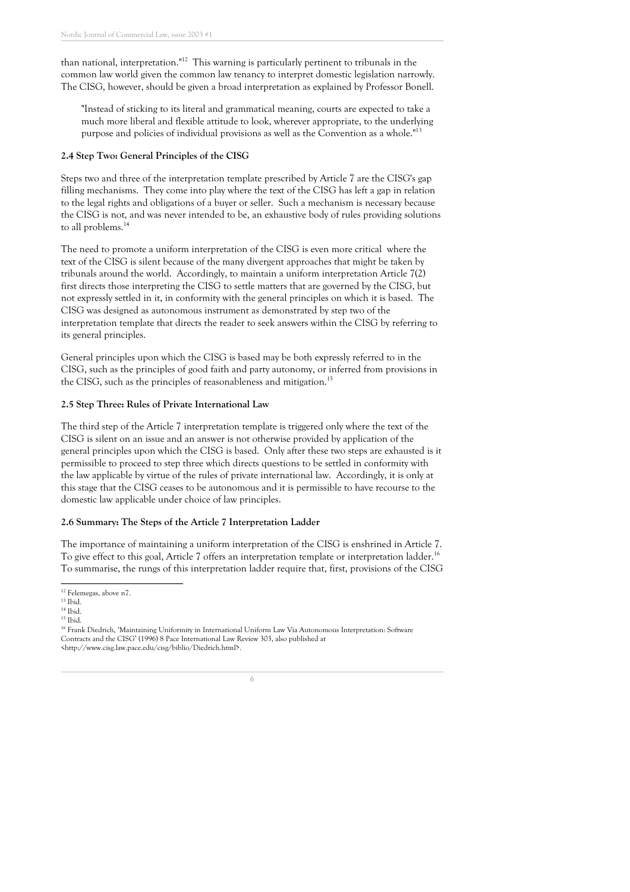than national, interpretation."[12] This warning is particularly pertinent to tribunals in the common law world given the common law tenancy to interpret domestic legislation narrowly. The CISG, however, should be given a broad interpretation as explained by Professor Bonell.

> "Instead of sticking to its literal and grammatical meaning, courts are expected to take a much more liberal and flexible attitude to look, wherever appropriate, to the underlying purpose and policies of individual provisions as well as the Convention as a whole."[13]

### 2.4 Step Two: General Principles of the CISG

Steps two and three of the interpretation template prescribed by Article 7 are the CISG's gap filling mechanisms. They come into play where the text of the CISG has left a gap in relation to the legal rights and obligations of a buyer or seller. Such a mechanism is necessary because the CISG is not, and was never intended to be, an exhaustive body of rules providing solutions to all problems.[14]

The need to promote a uniform interpretation of the CISG is even more critical where the text of the CISG is silent because of the many divergent approaches that might be taken by tribunals around the world. Accordingly, to maintain a uniform interpretation Article 7(2) first directs those interpreting the CISG to settle matters that are governed by the CISG, but not expressly settled in it, in conformity with the general principles on which it is based. The CISG was designed as autonomous instrument as demonstrated by step two of the interpretation template that directs the reader to seek answers within the CISG by referring to its general principles.

General principles upon which the CISG is based may be both expressly referred to in the CISG, such as the principles of good faith and party autonomy, or inferred from provisions in the CISG, such as the principles of reasonableness and mitigation.[15]

### 2.5 Step Three: Rules of Private International Law

The third step of the Article 7 interpretation template is triggered only where the text of the CISG is silent on an issue and an answer is not otherwise provided by application of the general principles upon which the CISG is based. Only after these two steps are exhausted is it permissible to proceed to step three which directs questions to be settled in conformity with the law applicable by virtue of the rules of private international law. Accordingly, it is only at this stage that the CISG ceases to be autonomous and it is permissible to have recourse to the domestic law applicable under choice of law principles.

### 2.6 Summary: The Steps of the Article 7 Interpretation Ladder

The importance of maintaining a uniform interpretation of the CISG is enshrined in Article 7. To give effect to this goal, Article 7 offers an interpretation template or interpretation ladder.[16] To summarise, the rungs of this interpretation ladder require that, first, provisions of the CISG

---

[12] Felemegas, above n7.

[13] Ibid.

[14] Ibid.

[15] Ibid.

[16] Frank Diedrich, 'Maintaining Uniformity in International Uniform Law Via Autonomous Interpretation: Software Contracts and the CISG' (1996) 8 Pace International Law Review 303, also published at <http://www.cisg.law.pace.edu/cisg/biblio/Diedrich.html>.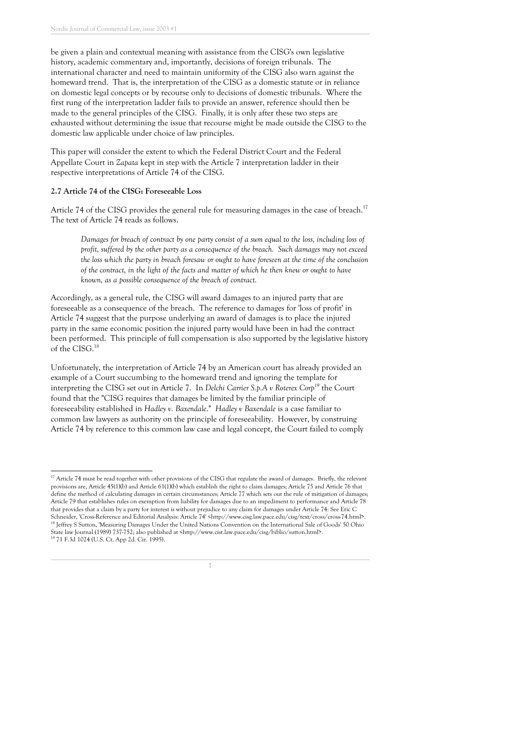be given a plain and contextual meaning with assistance from the CISG's own legislative history, academic commentary and, importantly, decisions of foreign tribunals. The international character and need to maintain uniformity of the CISG also warn against the homeward trend. That is, the interpretation of the CISG as a domestic statute or in reliance on domestic legal concepts or by recourse only to decisions of domestic tribunals. Where the first rung of the interpretation ladder fails to provide an answer, reference should then be made to the general principles of the CISG. Finally, it is only after these two steps are exhausted without determining the issue that recourse might be made outside the CISG to the domestic law applicable under choice of law principles.

This paper will consider the extent to which the Federal District Court and the Federal Appellate Court in *Zapata* kept in step with the Article 7 interpretation ladder in their respective interpretations of Article 74 of the CISG.

### 2.7 Article 74 of the CISG: Foreseeable Loss

Article 74 of the CISG provides the general rule for measuring damages in the case of breach.[17] The text of Article 74 reads as follows.

> *Damages for breach of contract by one party consist of a sum equal to the loss, including loss of profit, suffered by the other party as a consequence of the breach. Such damages may not exceed the loss which the party in breach foresaw or ought to have foreseen at the time of the conclusion of the contract, in the light of the facts and matter of which he then knew or ought to have known, as a possible consequence of the breach of contract.*

Accordingly, as a general rule, the CISG will award damages to an injured party that are foreseeable as a consequence of the breach. The reference to damages for 'loss of profit' in Article 74 suggest that the purpose underlying an award of damages is to place the injured party in the same economic position the injured party would have been in had the contract been performed. This principle of full compensation is also supported by the legislative history of the CISG.[18]

Unfortunately, the interpretation of Article 74 by an American court has already provided an example of a Court succumbing to the homeward trend and ignoring the template for interpreting the CISG set out in Article 7. In *Delchi Carrier S.p.A v Roterex Corp*[19] the Court found that the "CISG requires that damages be limited by the familiar principle of foreseeability established in *Hadley v. Baxendale*." *Hadley v Baxendale* is a case familiar to common law lawyers as authority on the principle of foreseeability. However, by construing Article 74 by reference to this common law case and legal concept, the Court failed to comply

---

[17] Article 74 must be read together with other provisions of the CISG that regulate the award of damages. Briefly, the relevant provisions are, Article 45(1)(b) and Article 61(1)(b) which establish the right to claim damages; Article 75 and Article 76 that define the method of calculating damages in certain circumstances; Article 77 which sets out the rule of mitigation of damages; Article 79 that establishes rules on exemption from liability for damages due to an impediment to performance and Article 78 that provides that a claim by a party for interest is without prejudice to any claim for damages under Article 74: See Eric C Schneider, 'Cross-Reference and Editorial Analysis: Article 74' <http://www.cisg.law.pace.edu/cisg/text/cross/cross-74.html>.

[18] Jeffrey S Sutton, 'Measuring Damages Under the United Nations Convention on the International Sale of Goods' 50 Ohio State law Journal (1989) 737-752; also published at <http://www.cist.law.pace.edu/cisg/biblio/sutton.html>.

[19] 71 F.3d 1024 (U.S. Ct. App 2d. Cir. 1995).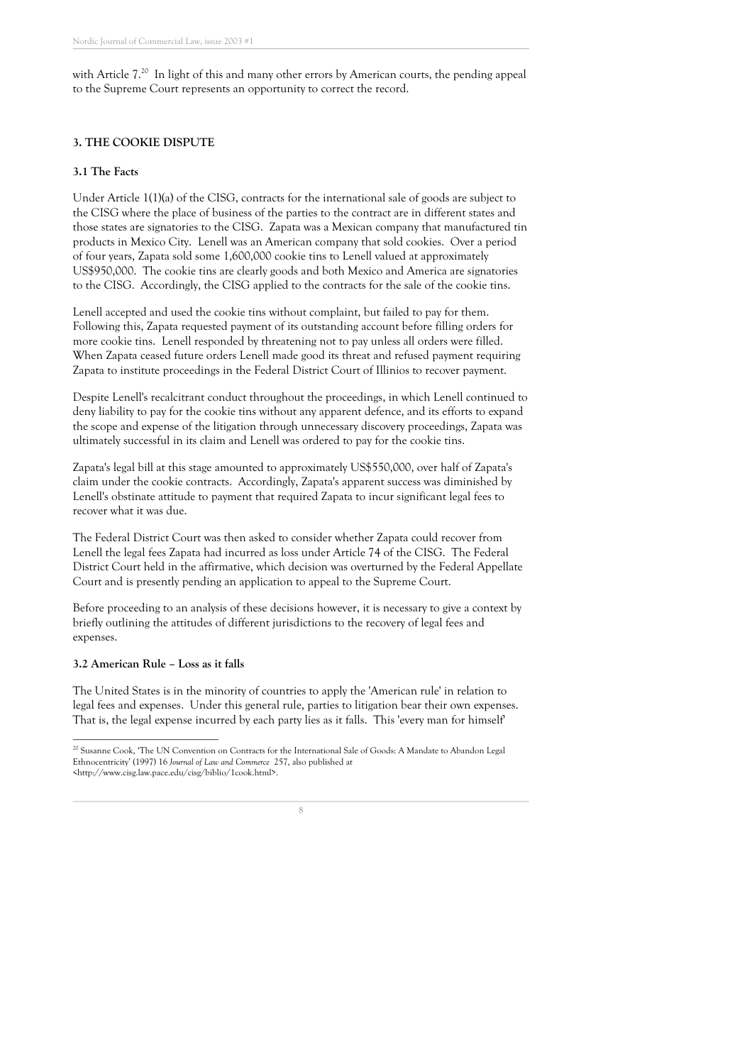with Article 7.[20] In light of this and many other errors by American courts, the pending appeal to the Supreme Court represents an opportunity to correct the record.

## 3. THE COOKIE DISPUTE

### 3.1 The Facts

Under Article 1(1)(a) of the CISG, contracts for the international sale of goods are subject to the CISG where the place of business of the parties to the contract are in different states and those states are signatories to the CISG. Zapata was a Mexican company that manufactured tin products in Mexico City. Lenell was an American company that sold cookies. Over a period of four years, Zapata sold some 1,600,000 cookie tins to Lenell valued at approximately US$950,000. The cookie tins are clearly goods and both Mexico and America are signatories to the CISG. Accordingly, the CISG applied to the contracts for the sale of the cookie tins.

Lenell accepted and used the cookie tins without complaint, but failed to pay for them. Following this, Zapata requested payment of its outstanding account before filling orders for more cookie tins. Lenell responded by threatening not to pay unless all orders were filled. When Zapata ceased future orders Lenell made good its threat and refused payment requiring Zapata to institute proceedings in the Federal District Court of Illinios to recover payment.

Despite Lenell's recalcitrant conduct throughout the proceedings, in which Lenell continued to deny liability to pay for the cookie tins without any apparent defence, and its efforts to expand the scope and expense of the litigation through unnecessary discovery proceedings, Zapata was ultimately successful in its claim and Lenell was ordered to pay for the cookie tins.

Zapata's legal bill at this stage amounted to approximately US$550,000, over half of Zapata's claim under the cookie contracts. Accordingly, Zapata's apparent success was diminished by Lenell's obstinate attitude to payment that required Zapata to incur significant legal fees to recover what it was due.

The Federal District Court was then asked to consider whether Zapata could recover from Lenell the legal fees Zapata had incurred as loss under Article 74 of the CISG. The Federal District Court held in the affirmative, which decision was overturned by the Federal Appellate Court and is presently pending an application to appeal to the Supreme Court.

Before proceeding to an analysis of these decisions however, it is necessary to give a context by briefly outlining the attitudes of different jurisdictions to the recovery of legal fees and expenses.

### 3.2 American Rule – Loss as it falls

The United States is in the minority of countries to apply the 'American rule' in relation to legal fees and expenses. Under this general rule, parties to litigation bear their own expenses. That is, the legal expense incurred by each party lies as it falls. This 'every man for himself'

---

[20] Susanne Cook, 'The UN Convention on Contracts for the International Sale of Goods: A Mandate to Abandon Legal Ethnocentricity' (1997) 16 *Journal of Law and Commerce* 257, also published at <http://www.cisg.law.pace.edu/cisg/biblio/1cook.html>.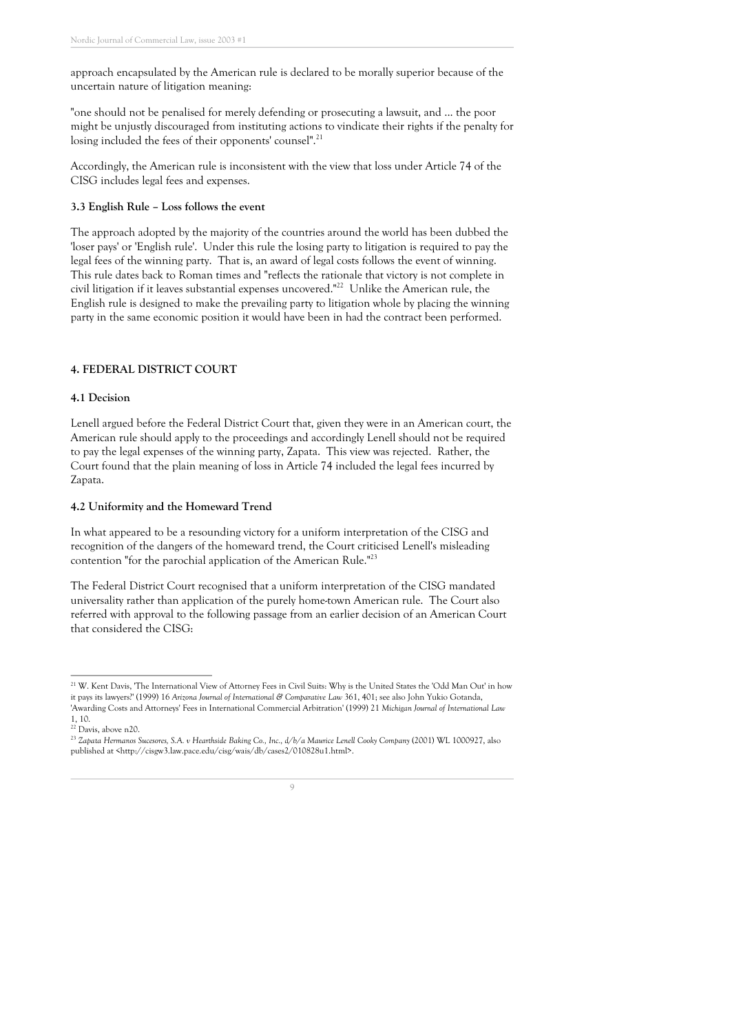approach encapsulated by the American rule is declared to be morally superior because of the uncertain nature of litigation meaning:

"one should not be penalised for merely defending or prosecuting a lawsuit, and ... the poor might be unjustly discouraged from instituting actions to vindicate their rights if the penalty for losing included the fees of their opponents' counsel".[21]

Accordingly, the American rule is inconsistent with the view that loss under Article 74 of the CISG includes legal fees and expenses.

### 3.3 English Rule – Loss follows the event

The approach adopted by the majority of the countries around the world has been dubbed the 'loser pays' or 'English rule'. Under this rule the losing party to litigation is required to pay the legal fees of the winning party. That is, an award of legal costs follows the event of winning. This rule dates back to Roman times and "reflects the rationale that victory is not complete in civil litigation if it leaves substantial expenses uncovered."[22] Unlike the American rule, the English rule is designed to make the prevailing party to litigation whole by placing the winning party in the same economic position it would have been in had the contract been performed.

## 4. FEDERAL DISTRICT COURT

### 4.1 Decision

Lenell argued before the Federal District Court that, given they were in an American court, the American rule should apply to the proceedings and accordingly Lenell should not be required to pay the legal expenses of the winning party, Zapata. This view was rejected. Rather, the Court found that the plain meaning of loss in Article 74 included the legal fees incurred by Zapata.

### 4.2 Uniformity and the Homeward Trend

In what appeared to be a resounding victory for a uniform interpretation of the CISG and recognition of the dangers of the homeward trend, the Court criticised Lenell's misleading contention "for the parochial application of the American Rule."[23]

The Federal District Court recognised that a uniform interpretation of the CISG mandated universality rather than application of the purely home-town American rule. The Court also referred with approval to the following passage from an earlier decision of an American Court that considered the CISG:

---

[21] W. Kent Davis, 'The International View of Attorney Fees in Civil Suits: Why is the United States the 'Odd Man Out' in how it pays its lawyers?' (1999) 16 *Arizona Journal of International & Comparative Law* 361, 401; see also John Yukio Gotanda, 'Awarding Costs and Attorneys' Fees in International Commercial Arbitration' (1999) 21 *Michigan Journal of International Law* 1, 10.

[22] Davis, above n20.

[23] *Zapata Hermanos Sucesores, S.A. v Hearthside Baking Co., Inc., d/b/a Maurice Lenell Cooky Company* (2001) WL 1000927, also published at <http://cisgw3.law.pace.edu/cisg/wais/db/cases2/010828u1.html>.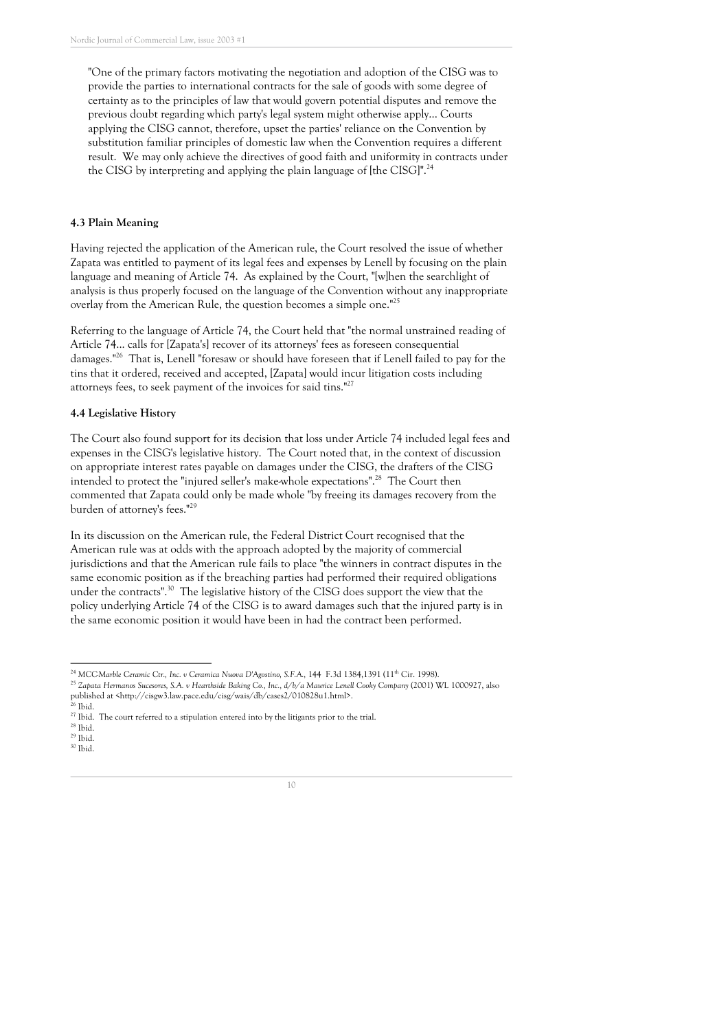"One of the primary factors motivating the negotiation and adoption of the CISG was to provide the parties to international contracts for the sale of goods with some degree of certainty as to the principles of law that would govern potential disputes and remove the previous doubt regarding which party's legal system might otherwise apply... Courts applying the CISG cannot, therefore, upset the parties' reliance on the Convention by substitution familiar principles of domestic law when the Convention requires a different result. We may only achieve the directives of good faith and uniformity in contracts under the CISG by interpreting and applying the plain language of [the CISG]".[24]

### 4.3 Plain Meaning

Having rejected the application of the American rule, the Court resolved the issue of whether Zapata was entitled to payment of its legal fees and expenses by Lenell by focusing on the plain language and meaning of Article 74. As explained by the Court, "[w]hen the searchlight of analysis is thus properly focused on the language of the Convention without any inappropriate overlay from the American Rule, the question becomes a simple one."[25]

Referring to the language of Article 74, the Court held that "the normal unstrained reading of Article 74... calls for [Zapata's] recover of its attorneys' fees as foreseen consequential damages."[26] That is, Lenell "foresaw or should have foreseen that if Lenell failed to pay for the tins that it ordered, received and accepted, [Zapata] would incur litigation costs including attorneys fees, to seek payment of the invoices for said tins."[27]

### 4.4 Legislative History

The Court also found support for its decision that loss under Article 74 included legal fees and expenses in the CISG's legislative history. The Court noted that, in the context of discussion on appropriate interest rates payable on damages under the CISG, the drafters of the CISG intended to protect the "injured seller's make-whole expectations".[28] The Court then commented that Zapata could only be made whole "by freeing its damages recovery from the burden of attorney's fees."[29]

In its discussion on the American rule, the Federal District Court recognised that the American rule was at odds with the approach adopted by the majority of commercial jurisdictions and that the American rule fails to place "the winners in contract disputes in the same economic position as if the breaching parties had performed their required obligations under the contracts".[30] The legislative history of the CISG does support the view that the policy underlying Article 74 of the CISG is to award damages such that the injured party is in the same economic position it would have been in had the contract been performed.

---

[24] *MCC-Marble Ceramic Ctr., Inc. v Ceramica Nuova D'Agostino, S.F.A.,* 144 F.3d 1384,1391 (11th Cir. 1998).

[25] *Zapata Hermanos Sucesores, S.A. v Hearthside Baking Co., Inc., d/b/a Maurice Lenell Cooky Company* (2001) WL 1000927, also published at <http://cisgw3.law.pace.edu/cisg/wais/db/cases2/010828u1.html>.

[26] Ibid.

[27] Ibid. The court referred to a stipulation entered into by the litigants prior to the trial.

[28] Ibid.

[29] Ibid.

[30] Ibid.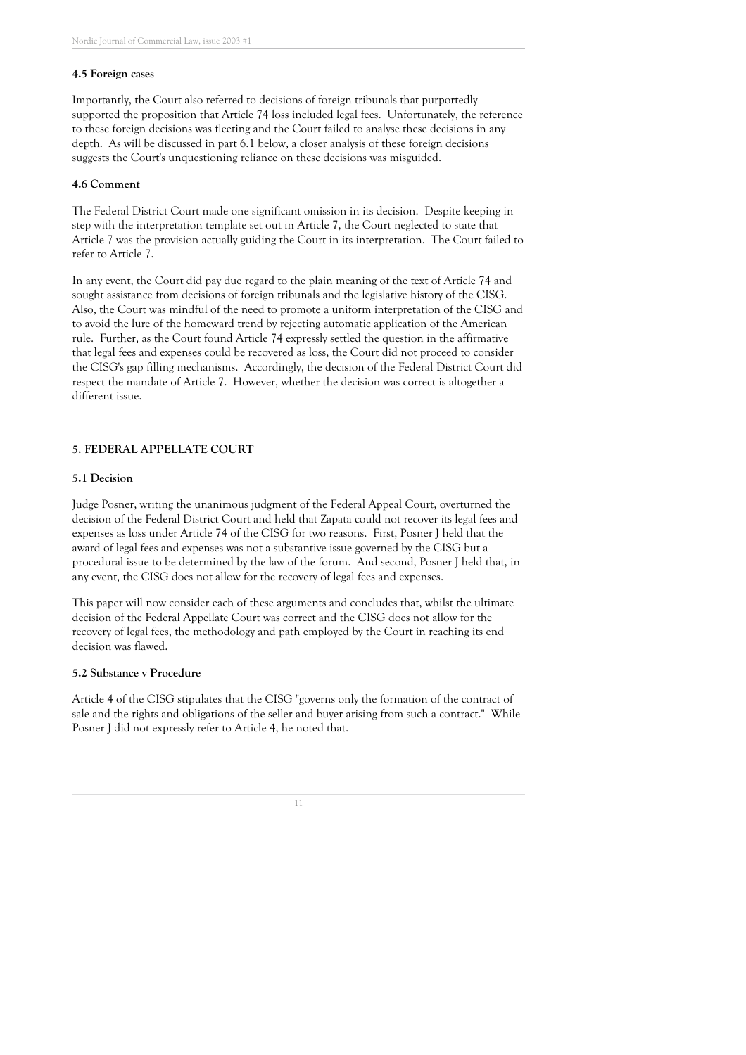### 4.5 Foreign cases

Importantly, the Court also referred to decisions of foreign tribunals that purportedly supported the proposition that Article 74 loss included legal fees. Unfortunately, the reference to these foreign decisions was fleeting and the Court failed to analyse these decisions in any depth. As will be discussed in part 6.1 below, a closer analysis of these foreign decisions suggests the Court's unquestioning reliance on these decisions was misguided.

### 4.6 Comment

The Federal District Court made one significant omission in its decision. Despite keeping in step with the interpretation template set out in Article 7, the Court neglected to state that Article 7 was the provision actually guiding the Court in its interpretation. The Court failed to refer to Article 7.

In any event, the Court did pay due regard to the plain meaning of the text of Article 74 and sought assistance from decisions of foreign tribunals and the legislative history of the CISG. Also, the Court was mindful of the need to promote a uniform interpretation of the CISG and to avoid the lure of the homeward trend by rejecting automatic application of the American rule. Further, as the Court found Article 74 expressly settled the question in the affirmative that legal fees and expenses could be recovered as loss, the Court did not proceed to consider the CISG's gap filling mechanisms. Accordingly, the decision of the Federal District Court did respect the mandate of Article 7. However, whether the decision was correct is altogether a different issue.

## 5. FEDERAL APPELLATE COURT

### 5.1 Decision

Judge Posner, writing the unanimous judgment of the Federal Appeal Court, overturned the decision of the Federal District Court and held that Zapata could not recover its legal fees and expenses as loss under Article 74 of the CISG for two reasons. First, Posner J held that the award of legal fees and expenses was not a substantive issue governed by the CISG but a procedural issue to be determined by the law of the forum. And second, Posner J held that, in any event, the CISG does not allow for the recovery of legal fees and expenses.

This paper will now consider each of these arguments and concludes that, whilst the ultimate decision of the Federal Appellate Court was correct and the CISG does not allow for the recovery of legal fees, the methodology and path employed by the Court in reaching its end decision was flawed.

### 5.2 Substance v Procedure

Article 4 of the CISG stipulates that the CISG "governs only the formation of the contract of sale and the rights and obligations of the seller and buyer arising from such a contract." While Posner J did not expressly refer to Article 4, he noted that.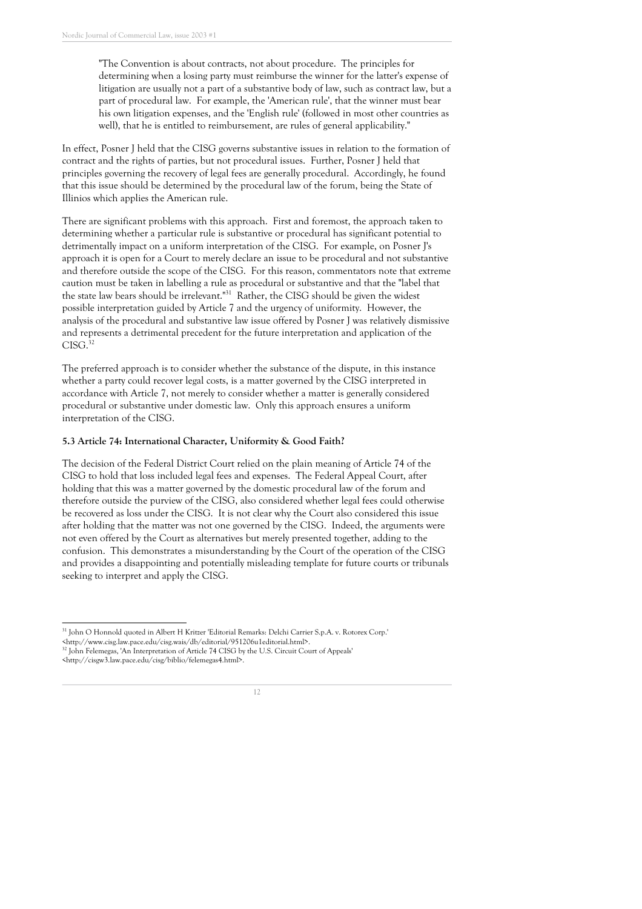> "The Convention is about contracts, not about procedure. The principles for determining when a losing party must reimburse the winner for the latter's expense of litigation are usually not a part of a substantive body of law, such as contract law, but a part of procedural law. For example, the 'American rule', that the winner must bear his own litigation expenses, and the 'English rule' (followed in most other countries as well), that he is entitled to reimbursement, are rules of general applicability."

In effect, Posner J held that the CISG governs substantive issues in relation to the formation of contract and the rights of parties, but not procedural issues. Further, Posner J held that principles governing the recovery of legal fees are generally procedural. Accordingly, he found that this issue should be determined by the procedural law of the forum, being the State of Illinios which applies the American rule.

There are significant problems with this approach. First and foremost, the approach taken to determining whether a particular rule is substantive or procedural has significant potential to detrimentally impact on a uniform interpretation of the CISG. For example, on Posner J's approach it is open for a Court to merely declare an issue to be procedural and not substantive and therefore outside the scope of the CISG. For this reason, commentators note that extreme caution must be taken in labelling a rule as procedural or substantive and that the "label that the state law bears should be irrelevant."[31] Rather, the CISG should be given the widest possible interpretation guided by Article 7 and the urgency of uniformity. However, the analysis of the procedural and substantive law issue offered by Posner J was relatively dismissive and represents a detrimental precedent for the future interpretation and application of the CISG.[32]

The preferred approach is to consider whether the substance of the dispute, in this instance whether a party could recover legal costs, is a matter governed by the CISG interpreted in accordance with Article 7, not merely to consider whether a matter is generally considered procedural or substantive under domestic law. Only this approach ensures a uniform interpretation of the CISG.

### 5.3 Article 74: International Character, Uniformity & Good Faith?

The decision of the Federal District Court relied on the plain meaning of Article 74 of the CISG to hold that loss included legal fees and expenses. The Federal Appeal Court, after holding that this was a matter governed by the domestic procedural law of the forum and therefore outside the purview of the CISG, also considered whether legal fees could otherwise be recovered as loss under the CISG. It is not clear why the Court also considered this issue after holding that the matter was not one governed by the CISG. Indeed, the arguments were not even offered by the Court as alternatives but merely presented together, adding to the confusion. This demonstrates a misunderstanding by the Court of the operation of the CISG and provides a disappointing and potentially misleading template for future courts or tribunals seeking to interpret and apply the CISG.

---

[31] John O Honnold quoted in Albert H Kritzer 'Editorial Remarks: Delchi Carrier S.p.A. v. Rotorex Corp.' <http://www.cisg.law.pace.edu/cisg.wais/db/editorial/951206u1editorial.html>.

[32] John Felemegas, 'An Interpretation of Article 74 CISG by the U.S. Circuit Court of Appeals' <http://cisgw3.law.pace.edu/cisg/biblio/felemegas4.html>.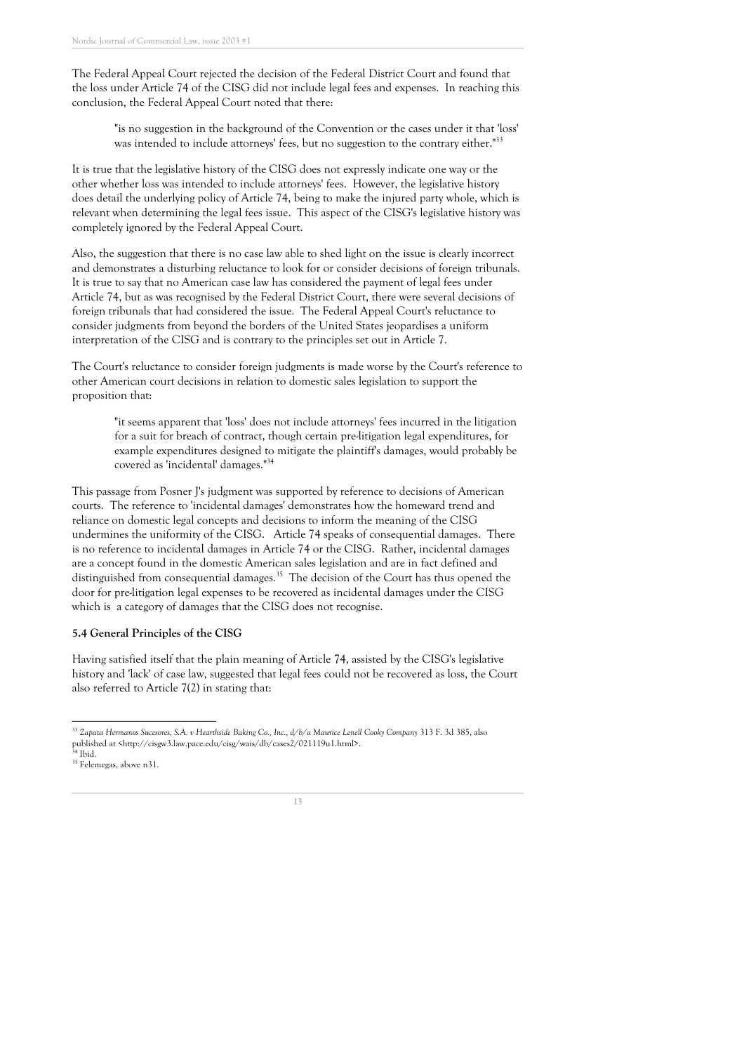The Federal Appeal Court rejected the decision of the Federal District Court and found that the loss under Article 74 of the CISG did not include legal fees and expenses. In reaching this conclusion, the Federal Appeal Court noted that there:

> "is no suggestion in the background of the Convention or the cases under it that 'loss' was intended to include attorneys' fees, but no suggestion to the contrary either."[33]

It is true that the legislative history of the CISG does not expressly indicate one way or the other whether loss was intended to include attorneys' fees. However, the legislative history does detail the underlying policy of Article 74, being to make the injured party whole, which is relevant when determining the legal fees issue. This aspect of the CISG's legislative history was completely ignored by the Federal Appeal Court.

Also, the suggestion that there is no case law able to shed light on the issue is clearly incorrect and demonstrates a disturbing reluctance to look for or consider decisions of foreign tribunals. It is true to say that no American case law has considered the payment of legal fees under Article 74, but as was recognised by the Federal District Court, there were several decisions of foreign tribunals that had considered the issue. The Federal Appeal Court's reluctance to consider judgments from beyond the borders of the United States jeopardises a uniform interpretation of the CISG and is contrary to the principles set out in Article 7.

The Court's reluctance to consider foreign judgments is made worse by the Court's reference to other American court decisions in relation to domestic sales legislation to support the proposition that:

> "it seems apparent that 'loss' does not include attorneys' fees incurred in the litigation for a suit for breach of contract, though certain pre-litigation legal expenditures, for example expenditures designed to mitigate the plaintiff's damages, would probably be covered as 'incidental' damages."[34]

This passage from Posner J's judgment was supported by reference to decisions of American courts. The reference to 'incidental damages' demonstrates how the homeward trend and reliance on domestic legal concepts and decisions to inform the meaning of the CISG undermines the uniformity of the CISG. Article 74 speaks of consequential damages. There is no reference to incidental damages in Article 74 or the CISG. Rather, incidental damages are a concept found in the domestic American sales legislation and are in fact defined and distinguished from consequential damages.[35] The decision of the Court has thus opened the door for pre-litigation legal expenses to be recovered as incidental damages under the CISG which is a category of damages that the CISG does not recognise.

**5.4 General Principles of the CISG**

Having satisfied itself that the plain meaning of Article 74, assisted by the CISG's legislative history and 'lack' of case law, suggested that legal fees could not be recovered as loss, the Court also referred to Article 7(2) in stating that:

---

[33] *Zapata Hermanos Sucesores, S.A. v Hearthside Baking Co., Inc., d/b/a Maurice Lenell Cooky Company* 313 F. 3d 385, also published at <http://cisgw3.law.pace.edu/cisg/wais/db/cases2/021119u1.html>.

[34] Ibid.

[35] Felemegas, above n31.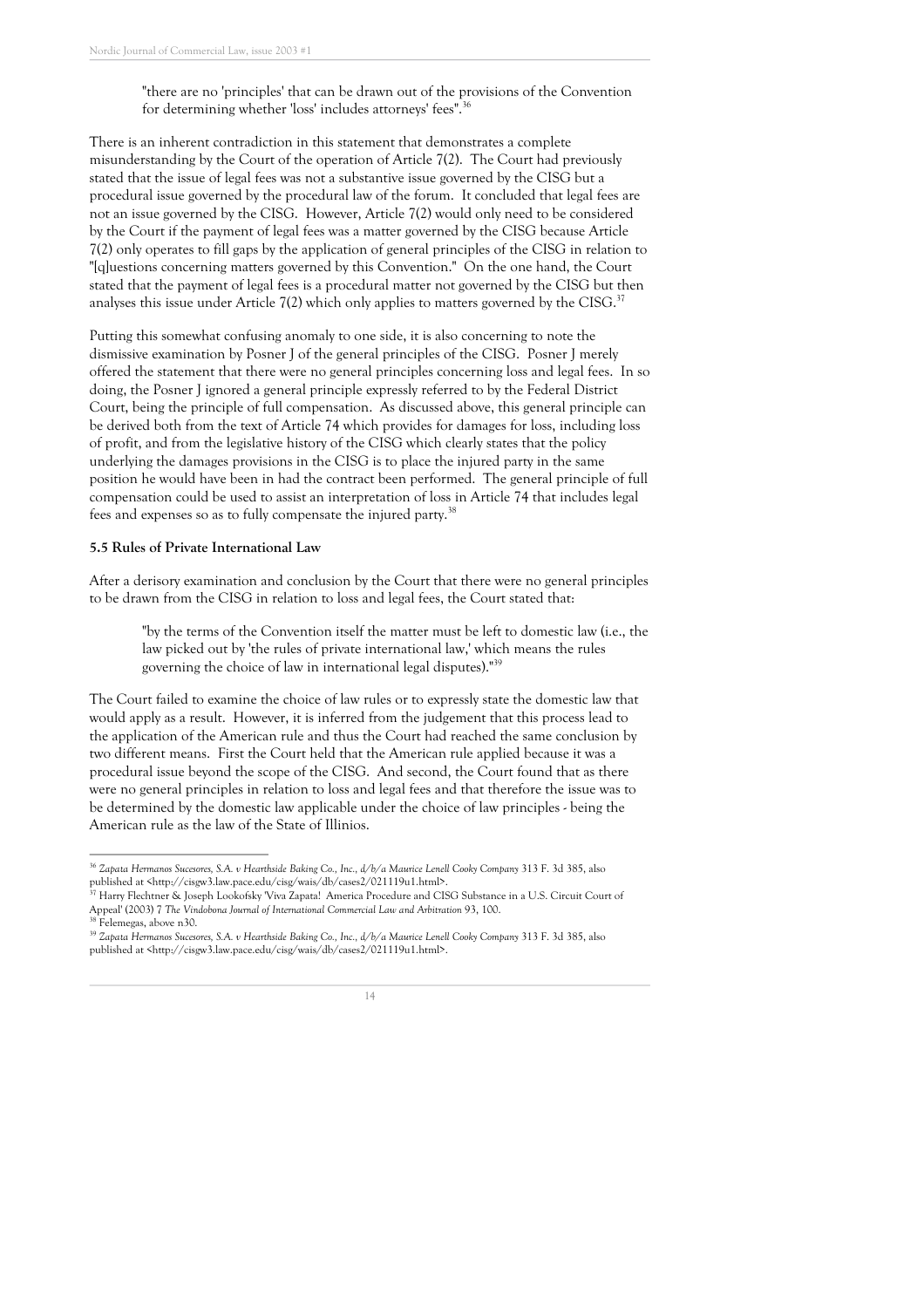> "there are no 'principles' that can be drawn out of the provisions of the Convention for determining whether 'loss' includes attorneys' fees".[36]

There is an inherent contradiction in this statement that demonstrates a complete misunderstanding by the Court of the operation of Article 7(2). The Court had previously stated that the issue of legal fees was not a substantive issue governed by the CISG but a procedural issue governed by the procedural law of the forum. It concluded that legal fees are not an issue governed by the CISG. However, Article 7(2) would only need to be considered by the Court if the payment of legal fees was a matter governed by the CISG because Article 7(2) only operates to fill gaps by the application of general principles of the CISG in relation to "[q]uestions concerning matters governed by this Convention." On the one hand, the Court stated that the payment of legal fees is a procedural matter not governed by the CISG but then analyses this issue under Article 7(2) which only applies to matters governed by the CISG.[37]

Putting this somewhat confusing anomaly to one side, it is also concerning to note the dismissive examination by Posner J of the general principles of the CISG. Posner J merely offered the statement that there were no general principles concerning loss and legal fees. In so doing, the Posner J ignored a general principle expressly referred to by the Federal District Court, being the principle of full compensation. As discussed above, this general principle can be derived both from the text of Article 74 which provides for damages for loss, including loss of profit, and from the legislative history of the CISG which clearly states that the policy underlying the damages provisions in the CISG is to place the injured party in the same position he would have been in had the contract been performed. The general principle of full compensation could be used to assist an interpretation of loss in Article 74 that includes legal fees and expenses so as to fully compensate the injured party.[38]

**5.5 Rules of Private International Law**

After a derisory examination and conclusion by the Court that there were no general principles to be drawn from the CISG in relation to loss and legal fees, the Court stated that:

> "by the terms of the Convention itself the matter must be left to domestic law (i.e., the law picked out by 'the rules of private international law,' which means the rules governing the choice of law in international legal disputes)."[39]

The Court failed to examine the choice of law rules or to expressly state the domestic law that would apply as a result. However, it is inferred from the judgement that this process lead to the application of the American rule and thus the Court had reached the same conclusion by two different means. First the Court held that the American rule applied because it was a procedural issue beyond the scope of the CISG. And second, the Court found that as there were no general principles in relation to loss and legal fees and that therefore the issue was to be determined by the domestic law applicable under the choice of law principles - being the American rule as the law of the State of Illinios.

---

[36] *Zapata Hermanos Sucesores, S.A. v Hearthside Baking Co., Inc., d/b/a Maurice Lenell Cooky Company* 313 F. 3d 385, also published at <http://cisgw3.law.pace.edu/cisg/wais/db/cases2/021119u1.html>.

[37] Harry Flechtner & Joseph Lookofsky 'Viva Zapata! America Procedure and CISG Substance in a U.S. Circuit Court of Appeal' (2003) 7 *The Vindobona Journal of International Commercial Law and Arbitration* 93, 100.

[38] Felemegas, above n30.

[39] *Zapata Hermanos Sucesores, S.A. v Hearthside Baking Co., Inc., d/b/a Maurice Lenell Cooky Company* 313 F. 3d 385, also published at <http://cisgw3.law.pace.edu/cisg/wais/db/cases2/021119u1.html>.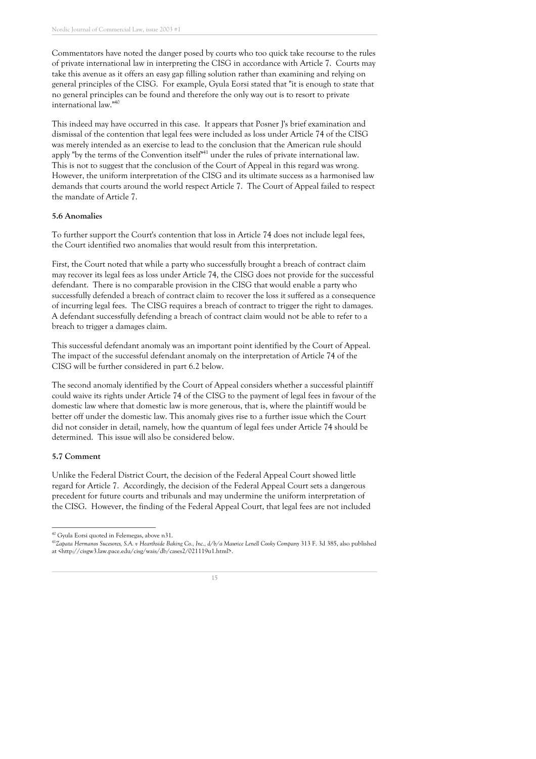Commentators have noted the danger posed by courts who too quick take recourse to the rules of private international law in interpreting the CISG in accordance with Article 7. Courts may take this avenue as it offers an easy gap filling solution rather than examining and relying on general principles of the CISG. For example, Gyula Eorsi stated that "it is enough to state that no general principles can be found and therefore the only way out is to resort to private international law."[40]

This indeed may have occurred in this case. It appears that Posner J's brief examination and dismissal of the contention that legal fees were included as loss under Article 74 of the CISG was merely intended as an exercise to lead to the conclusion that the American rule should apply "by the terms of the Convention itself"[41] under the rules of private international law. This is not to suggest that the conclusion of the Court of Appeal in this regard was wrong. However, the uniform interpretation of the CISG and its ultimate success as a harmonised law demands that courts around the world respect Article 7. The Court of Appeal failed to respect the mandate of Article 7.

### 5.6 Anomalies

To further support the Court's contention that loss in Article 74 does not include legal fees, the Court identified two anomalies that would result from this interpretation.

First, the Court noted that while a party who successfully brought a breach of contract claim may recover its legal fees as loss under Article 74, the CISG does not provide for the successful defendant. There is no comparable provision in the CISG that would enable a party who successfully defended a breach of contract claim to recover the loss it suffered as a consequence of incurring legal fees. The CISG requires a breach of contract to trigger the right to damages. A defendant successfully defending a breach of contract claim would not be able to refer to a breach to trigger a damages claim.

This successful defendant anomaly was an important point identified by the Court of Appeal. The impact of the successful defendant anomaly on the interpretation of Article 74 of the CISG will be further considered in part 6.2 below.

The second anomaly identified by the Court of Appeal considers whether a successful plaintiff could waive its rights under Article 74 of the CISG to the payment of legal fees in favour of the domestic law where that domestic law is more generous, that is, where the plaintiff would be better off under the domestic law. This anomaly gives rise to a further issue which the Court did not consider in detail, namely, how the quantum of legal fees under Article 74 should be determined. This issue will also be considered below.

### 5.7 Comment

Unlike the Federal District Court, the decision of the Federal Appeal Court showed little regard for Article 7. Accordingly, the decision of the Federal Appeal Court sets a dangerous precedent for future courts and tribunals and may undermine the uniform interpretation of the CISG. However, the finding of the Federal Appeal Court, that legal fees are not included

---

[40] Gyula Eorsi quoted in Felemegas, above n31.

[41] *Zapata Hermanos Sucesores, S.A. v Hearthside Baking Co., Inc., d/b/a Maurice Lenell Cooky Company* 313 F. 3d 385, also published at <http://cisgw3.law.pace.edu/cisg/wais/db/cases2/021119u1.html>.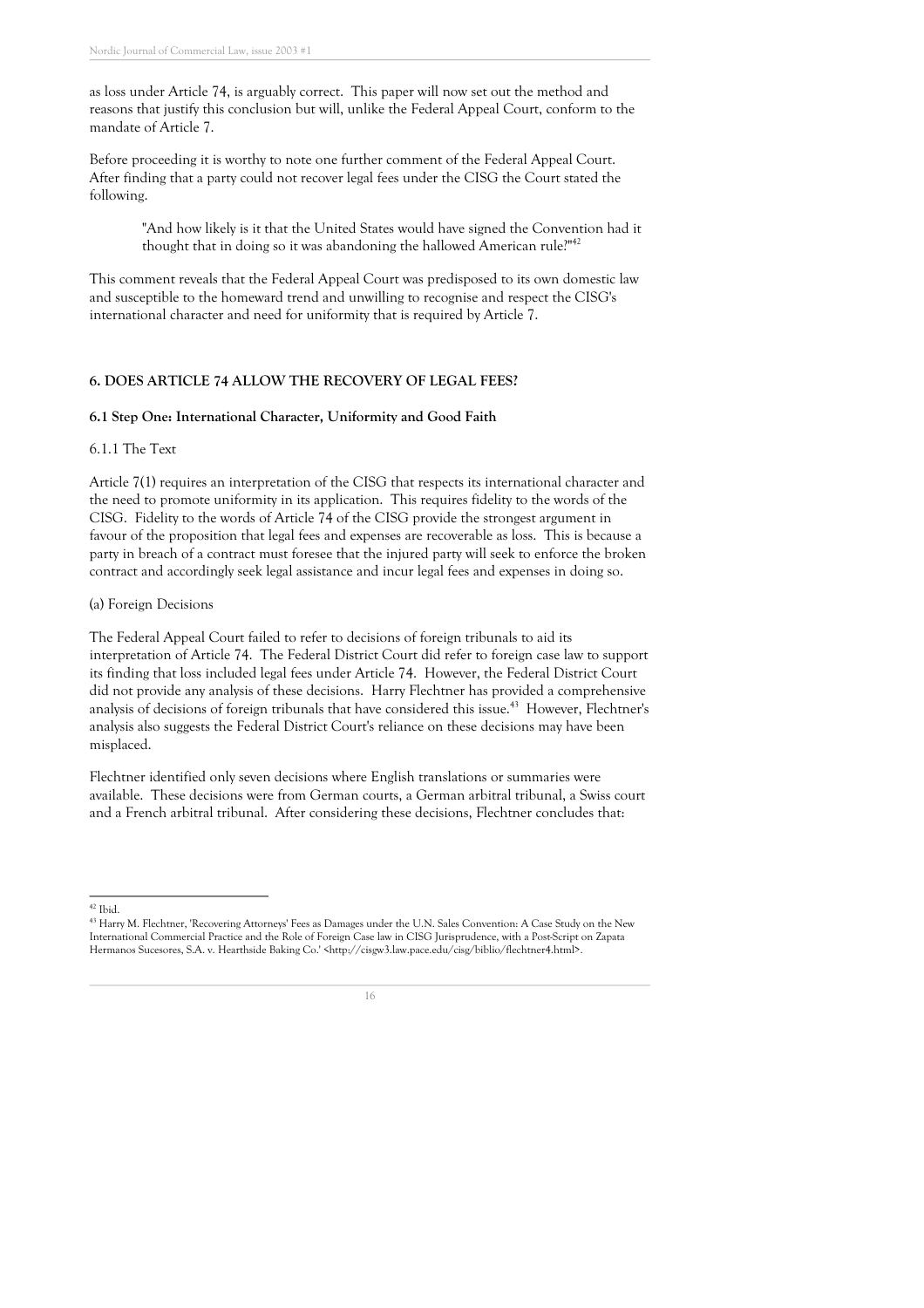as loss under Article 74, is arguably correct. This paper will now set out the method and reasons that justify this conclusion but will, unlike the Federal Appeal Court, conform to the mandate of Article 7.

Before proceeding it is worthy to note one further comment of the Federal Appeal Court. After finding that a party could not recover legal fees under the CISG the Court stated the following.

> "And how likely is it that the United States would have signed the Convention had it thought that in doing so it was abandoning the hallowed American rule?"[42]

This comment reveals that the Federal Appeal Court was predisposed to its own domestic law and susceptible to the homeward trend and unwilling to recognise and respect the CISG's international character and need for uniformity that is required by Article 7.

## 6. DOES ARTICLE 74 ALLOW THE RECOVERY OF LEGAL FEES?

### 6.1 Step One: International Character, Uniformity and Good Faith

#### 6.1.1 The Text

Article 7(1) requires an interpretation of the CISG that respects its international character and the need to promote uniformity in its application. This requires fidelity to the words of the CISG. Fidelity to the words of Article 74 of the CISG provide the strongest argument in favour of the proposition that legal fees and expenses are recoverable as loss. This is because a party in breach of a contract must foresee that the injured party will seek to enforce the broken contract and accordingly seek legal assistance and incur legal fees and expenses in doing so.

(a) Foreign Decisions

The Federal Appeal Court failed to refer to decisions of foreign tribunals to aid its interpretation of Article 74. The Federal District Court did refer to foreign case law to support its finding that loss included legal fees under Article 74. However, the Federal District Court did not provide any analysis of these decisions. Harry Flechtner has provided a comprehensive analysis of decisions of foreign tribunals that have considered this issue.[43] However, Flechtner's analysis also suggests the Federal District Court's reliance on these decisions may have been misplaced.

Flechtner identified only seven decisions where English translations or summaries were available. These decisions were from German courts, a German arbitral tribunal, a Swiss court and a French arbitral tribunal. After considering these decisions, Flechtner concludes that:

---

[42] Ibid.

[43] Harry M. Flechtner, 'Recovering Attorneys' Fees as Damages under the U.N. Sales Convention: A Case Study on the New International Commercial Practice and the Role of Foreign Case law in CISG Jurisprudence, with a Post-Script on Zapata Hermanos Sucesores, S.A. v. Hearthside Baking Co.' <http://cisgw3.law.pace.edu/cisg/biblio/flechtner4.html>.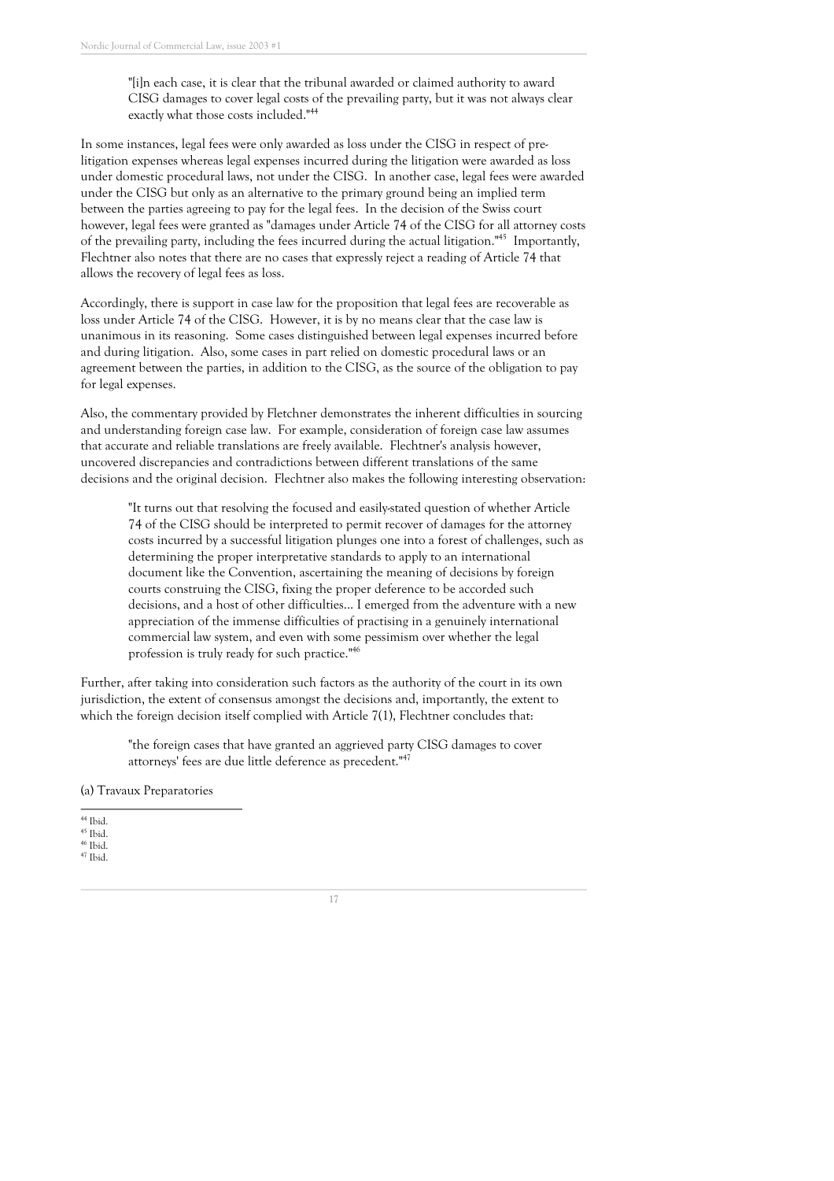> "[i]n each case, it is clear that the tribunal awarded or claimed authority to award CISG damages to cover legal costs of the prevailing party, but it was not always clear exactly what those costs included."[44]

In some instances, legal fees were only awarded as loss under the CISG in respect of pre-litigation expenses whereas legal expenses incurred during the litigation were awarded as loss under domestic procedural laws, not under the CISG. In another case, legal fees were awarded under the CISG but only as an alternative to the primary ground being an implied term between the parties agreeing to pay for the legal fees. In the decision of the Swiss court however, legal fees were granted as "damages under Article 74 of the CISG for all attorney costs of the prevailing party, including the fees incurred during the actual litigation."[45] Importantly, Flechtner also notes that there are no cases that expressly reject a reading of Article 74 that allows the recovery of legal fees as loss.

Accordingly, there is support in case law for the proposition that legal fees are recoverable as loss under Article 74 of the CISG. However, it is by no means clear that the case law is unanimous in its reasoning. Some cases distinguished between legal expenses incurred before and during litigation. Also, some cases in part relied on domestic procedural laws or an agreement between the parties, in addition to the CISG, as the source of the obligation to pay for legal expenses.

Also, the commentary provided by Fletchner demonstrates the inherent difficulties in sourcing and understanding foreign case law. For example, consideration of foreign case law assumes that accurate and reliable translations are freely available. Flechtner's analysis however, uncovered discrepancies and contradictions between different translations of the same decisions and the original decision. Flechtner also makes the following interesting observation:

> "It turns out that resolving the focused and easily-stated question of whether Article 74 of the CISG should be interpreted to permit recover of damages for the attorney costs incurred by a successful litigation plunges one into a forest of challenges, such as determining the proper interpretative standards to apply to an international document like the Convention, ascertaining the meaning of decisions by foreign courts construing the CISG, fixing the proper deference to be accorded such decisions, and a host of other difficulties... I emerged from the adventure with a new appreciation of the immense difficulties of practising in a genuinely international commercial law system, and even with some pessimism over whether the legal profession is truly ready for such practice."[46]

Further, after taking into consideration such factors as the authority of the court in its own jurisdiction, the extent of consensus amongst the decisions and, importantly, the extent to which the foreign decision itself complied with Article 7(1), Flechtner concludes that:

> "the foreign cases that have granted an aggrieved party CISG damages to cover attorneys' fees are due little deference as precedent."[47]

(a) Travaux Preparatories

---

[44] Ibid.
[45] Ibid.
[46] Ibid.
[47] Ibid.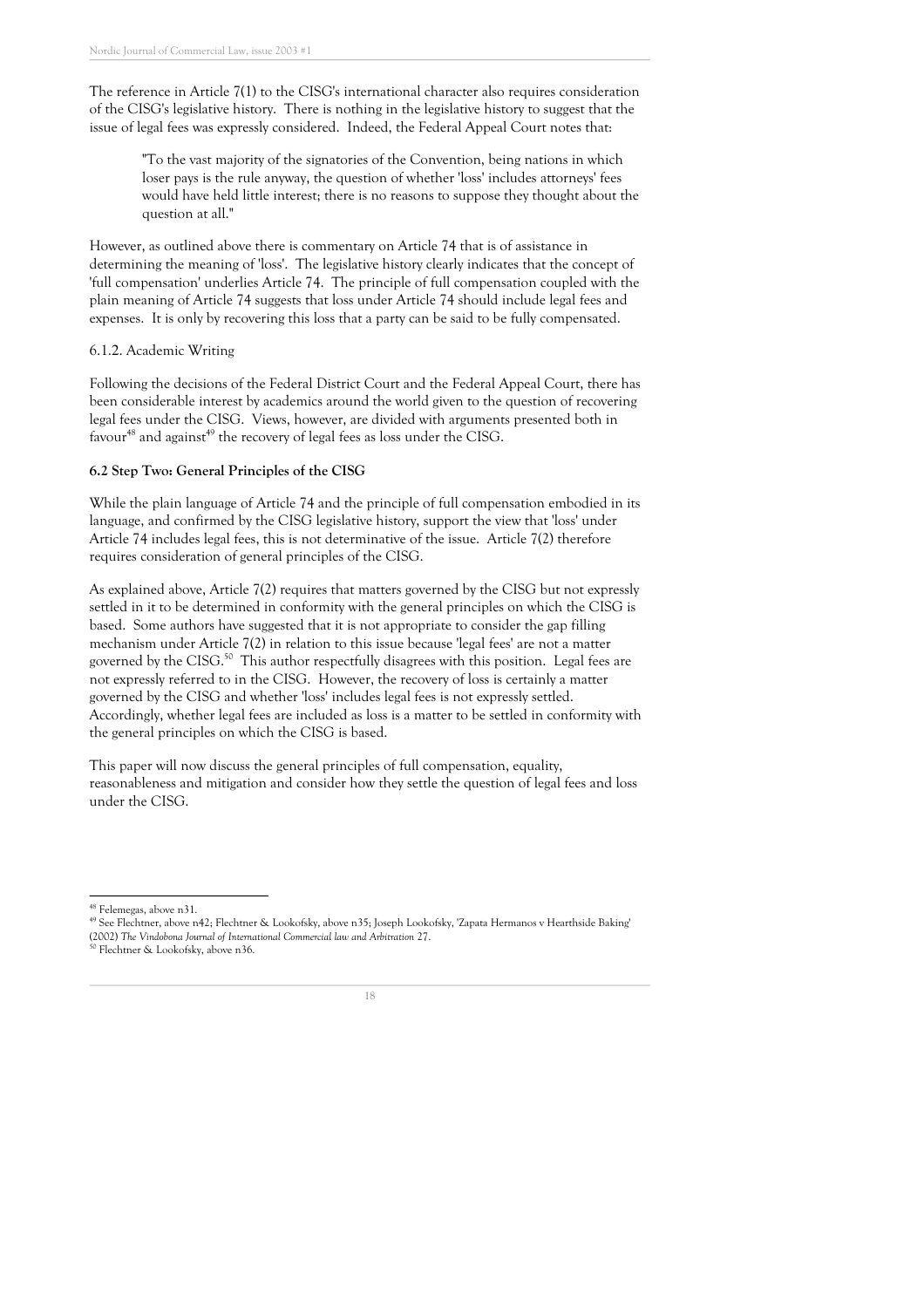The reference in Article 7(1) to the CISG's international character also requires consideration of the CISG's legislative history. There is nothing in the legislative history to suggest that the issue of legal fees was expressly considered. Indeed, the Federal Appeal Court notes that:

> "To the vast majority of the signatories of the Convention, being nations in which loser pays is the rule anyway, the question of whether 'loss' includes attorneys' fees would have held little interest; there is no reasons to suppose they thought about the question at all."

However, as outlined above there is commentary on Article 74 that is of assistance in determining the meaning of 'loss'. The legislative history clearly indicates that the concept of 'full compensation' underlies Article 74. The principle of full compensation coupled with the plain meaning of Article 74 suggests that loss under Article 74 should include legal fees and expenses. It is only by recovering this loss that a party can be said to be fully compensated.

6.1.2. Academic Writing

Following the decisions of the Federal District Court and the Federal Appeal Court, there has been considerable interest by academics around the world given to the question of recovering legal fees under the CISG. Views, however, are divided with arguments presented both in favour[48] and against[49] the recovery of legal fees as loss under the CISG.

**6.2 Step Two: General Principles of the CISG**

While the plain language of Article 74 and the principle of full compensation embodied in its language, and confirmed by the CISG legislative history, support the view that 'loss' under Article 74 includes legal fees, this is not determinative of the issue. Article 7(2) therefore requires consideration of general principles of the CISG.

As explained above, Article 7(2) requires that matters governed by the CISG but not expressly settled in it to be determined in conformity with the general principles on which the CISG is based. Some authors have suggested that it is not appropriate to consider the gap filling mechanism under Article 7(2) in relation to this issue because 'legal fees' are not a matter governed by the CISG.[50] This author respectfully disagrees with this position. Legal fees are not expressly referred to in the CISG. However, the recovery of loss is certainly a matter governed by the CISG and whether 'loss' includes legal fees is not expressly settled. Accordingly, whether legal fees are included as loss is a matter to be settled in conformity with the general principles on which the CISG is based.

This paper will now discuss the general principles of full compensation, equality, reasonableness and mitigation and consider how they settle the question of legal fees and loss under the CISG.

---

[48] Felemegas, above n31.

[49] See Flechtner, above n42; Flechtner & Lookofsky, above n35; Joseph Lookofsky, 'Zapata Hermanos v Hearthside Baking' (2002) *The Vindobona Journal of International Commercial law and Arbitration* 27.

[50] Flechtner & Lookofsky, above n36.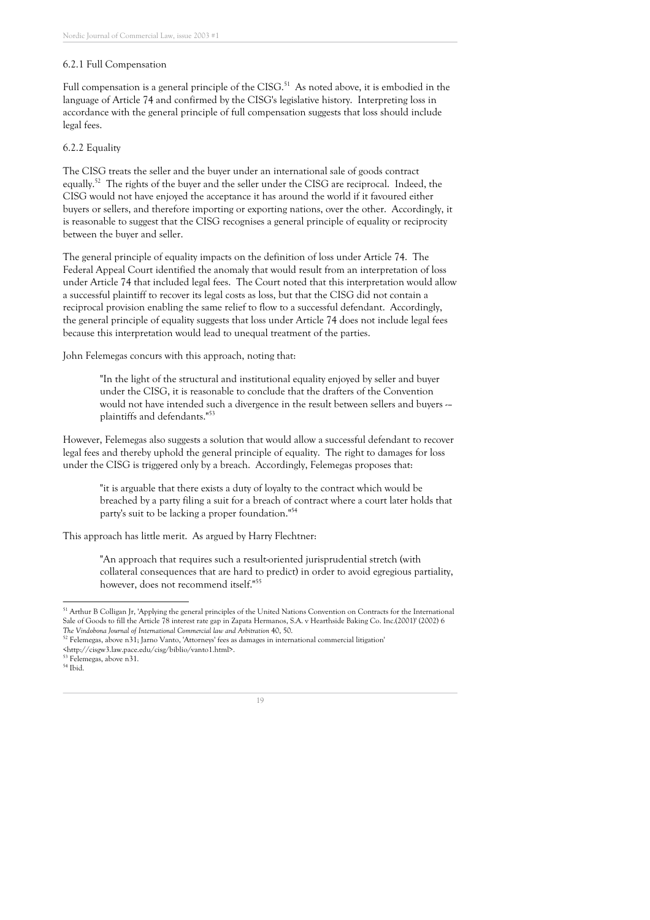### 6.2.1 Full Compensation

Full compensation is a general principle of the CISG.[51] As noted above, it is embodied in the language of Article 74 and confirmed by the CISG's legislative history. Interpreting loss in accordance with the general principle of full compensation suggests that loss should include legal fees.

### 6.2.2 Equality

The CISG treats the seller and the buyer under an international sale of goods contract equally.[52] The rights of the buyer and the seller under the CISG are reciprocal. Indeed, the CISG would not have enjoyed the acceptance it has around the world if it favoured either buyers or sellers, and therefore importing or exporting nations, over the other. Accordingly, it is reasonable to suggest that the CISG recognises a general principle of equality or reciprocity between the buyer and seller.

The general principle of equality impacts on the definition of loss under Article 74. The Federal Appeal Court identified the anomaly that would result from an interpretation of loss under Article 74 that included legal fees. The Court noted that this interpretation would allow a successful plaintiff to recover its legal costs as loss, but that the CISG did not contain a reciprocal provision enabling the same relief to flow to a successful defendant. Accordingly, the general principle of equality suggests that loss under Article 74 does not include legal fees because this interpretation would lead to unequal treatment of the parties.

John Felemegas concurs with this approach, noting that:

> "In the light of the structural and institutional equality enjoyed by seller and buyer under the CISG, it is reasonable to conclude that the drafters of the Convention would not have intended such a divergence in the result between sellers and buyers -– plaintiffs and defendants."[53]

However, Felemegas also suggests a solution that would allow a successful defendant to recover legal fees and thereby uphold the general principle of equality. The right to damages for loss under the CISG is triggered only by a breach. Accordingly, Felemegas proposes that:

> "it is arguable that there exists a duty of loyalty to the contract which would be breached by a party filing a suit for a breach of contract where a court later holds that party's suit to be lacking a proper foundation."[54]

This approach has little merit. As argued by Harry Flechtner:

> "An approach that requires such a result-oriented jurisprudential stretch (with collateral consequences that are hard to predict) in order to avoid egregious partiality, however, does not recommend itself."[55]

---

[51] Arthur B Colligan Jr, 'Applying the general principles of the United Nations Convention on Contracts for the International Sale of Goods to fill the Article 78 interest rate gap in Zapata Hermanos, S.A. v Hearthside Baking Co. Inc.(2001)' (2002) 6 *The Vindobona Journal of International Commercial law and Arbitration* 40, 50.

[52] Felemegas, above n31; Jarno Vanto, 'Attorneys' fees as damages in international commercial litigation' <http://cisgw3.law.pace.edu/cisg/biblio/vanto1.html>.

[53] Felemegas, above n31.

[54] Ibid.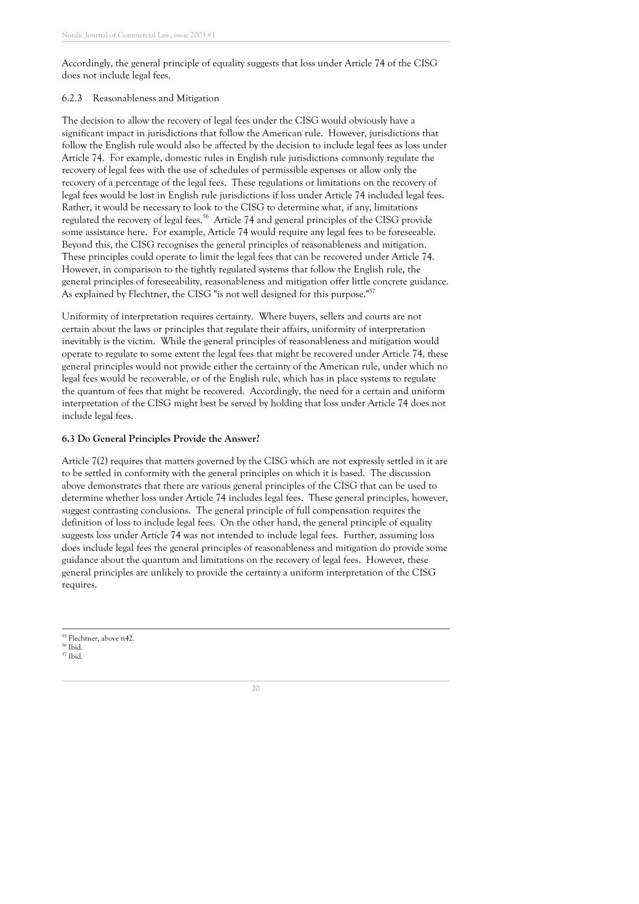Accordingly, the general principle of equality suggests that loss under Article 74 of the CISG does not include legal fees.

#### 6.2.3 Reasonableness and Mitigation

The decision to allow the recovery of legal fees under the CISG would obviously have a significant impact in jurisdictions that follow the American rule. However, jurisdictions that follow the English rule would also be affected by the decision to include legal fees as loss under Article 74. For example, domestic rules in English rule jurisdictions commonly regulate the recovery of legal fees with the use of schedules of permissible expenses or allow only the recovery of a percentage of the legal fees. These regulations or limitations on the recovery of legal fees would be lost in English rule jurisdictions if loss under Article 74 included legal fees. Rather, it would be necessary to look to the CISG to determine what, if any, limitations regulated the recovery of legal fees.[56] Article 74 and general principles of the CISG provide some assistance here. For example, Article 74 would require any legal fees to be foreseeable. Beyond this, the CISG recognises the general principles of reasonableness and mitigation. These principles could operate to limit the legal fees that can be recovered under Article 74. However, in comparison to the tightly regulated systems that follow the English rule, the general principles of foreseeability, reasonableness and mitigation offer little concrete guidance. As explained by Flechtner, the CISG "is not well designed for this purpose."[57]

Uniformity of interpretation requires certainty. Where buyers, sellers and courts are not certain about the laws or principles that regulate their affairs, uniformity of interpretation inevitably is the victim. While the general principles of reasonableness and mitigation would operate to regulate to some extent the legal fees that might be recovered under Article 74, these general principles would not provide either the certainty of the American rule, under which no legal fees would be recoverable, or of the English rule, which has in place systems to regulate the quantum of fees that might be recovered. Accordingly, the need for a certain and uniform interpretation of the CISG might best be served by holding that loss under Article 74 does not include legal fees.

### 6.3 Do General Principles Provide the Answer?

Article 7(2) requires that matters governed by the CISG which are not expressly settled in it are to be settled in conformity with the general principles on which it is based. The discussion above demonstrates that there are various general principles of the CISG that can be used to determine whether loss under Article 74 includes legal fees. These general principles, however, suggest contrasting conclusions. The general principle of full compensation requires the definition of loss to include legal fees. On the other hand, the general principle of equality suggests loss under Article 74 was not intended to include legal fees. Further, assuming loss does include legal fees the general principles of reasonableness and mitigation do provide some guidance about the quantum and limitations on the recovery of legal fees. However, these general principles are unlikely to provide the certainty a uniform interpretation of the CISG requires.

---

[55] Flechtner, above n42.
[56] Ibid.
[57] Ibid.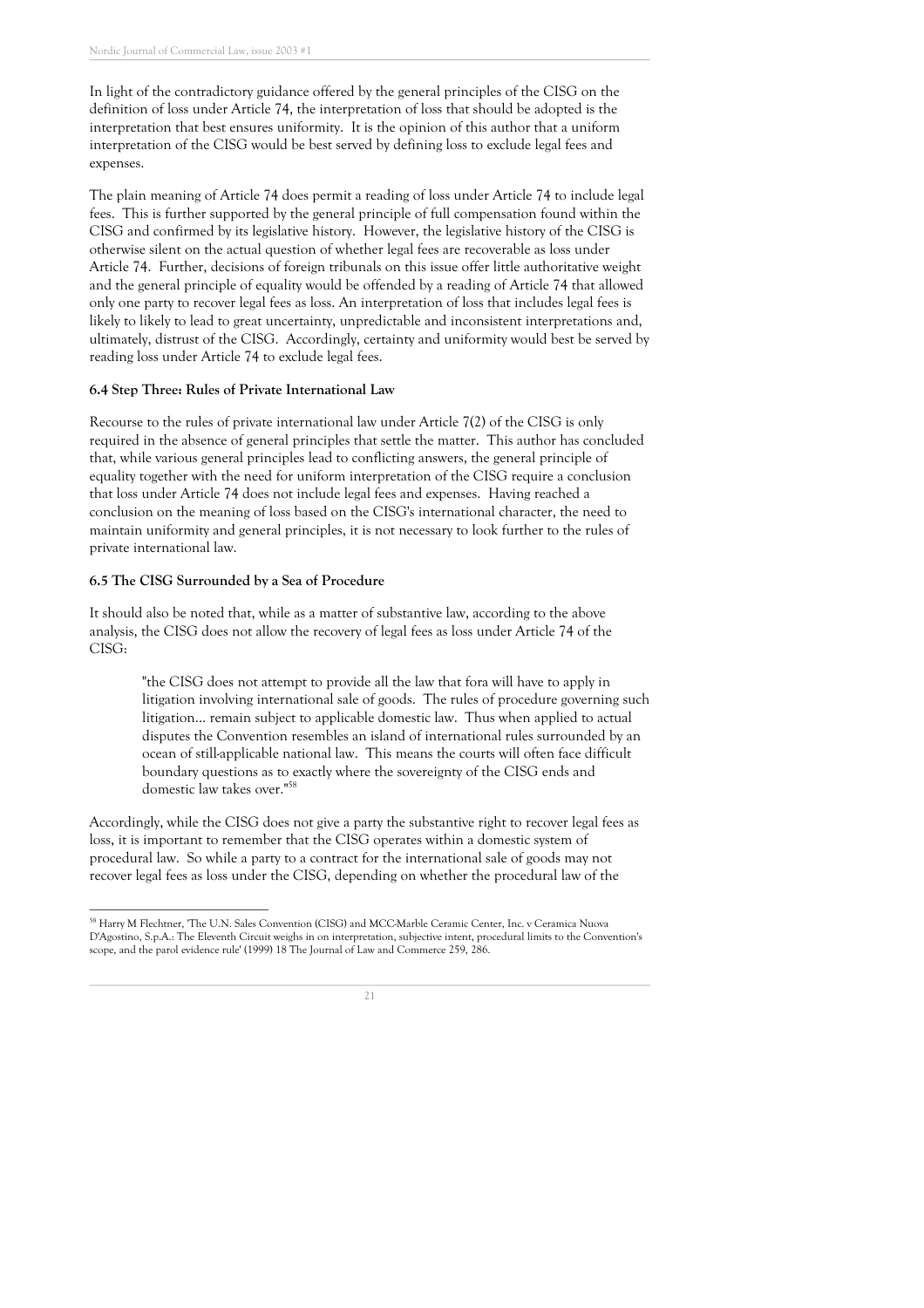In light of the contradictory guidance offered by the general principles of the CISG on the definition of loss under Article 74, the interpretation of loss that should be adopted is the interpretation that best ensures uniformity. It is the opinion of this author that a uniform interpretation of the CISG would be best served by defining loss to exclude legal fees and expenses.

The plain meaning of Article 74 does permit a reading of loss under Article 74 to include legal fees. This is further supported by the general principle of full compensation found within the CISG and confirmed by its legislative history. However, the legislative history of the CISG is otherwise silent on the actual question of whether legal fees are recoverable as loss under Article 74. Further, decisions of foreign tribunals on this issue offer little authoritative weight and the general principle of equality would be offended by a reading of Article 74 that allowed only one party to recover legal fees as loss. An interpretation of loss that includes legal fees is likely to likely to lead to great uncertainty, unpredictable and inconsistent interpretations and, ultimately, distrust of the CISG. Accordingly, certainty and uniformity would best be served by reading loss under Article 74 to exclude legal fees.

### 6.4 Step Three: Rules of Private International Law

Recourse to the rules of private international law under Article 7(2) of the CISG is only required in the absence of general principles that settle the matter. This author has concluded that, while various general principles lead to conflicting answers, the general principle of equality together with the need for uniform interpretation of the CISG require a conclusion that loss under Article 74 does not include legal fees and expenses. Having reached a conclusion on the meaning of loss based on the CISG's international character, the need to maintain uniformity and general principles, it is not necessary to look further to the rules of private international law.

### 6.5 The CISG Surrounded by a Sea of Procedure

It should also be noted that, while as a matter of substantive law, according to the above analysis, the CISG does not allow the recovery of legal fees as loss under Article 74 of the CISG:

> "the CISG does not attempt to provide all the law that fora will have to apply in litigation involving international sale of goods. The rules of procedure governing such litigation... remain subject to applicable domestic law. Thus when applied to actual disputes the Convention resembles an island of international rules surrounded by an ocean of still-applicable national law. This means the courts will often face difficult boundary questions as to exactly where the sovereignty of the CISG ends and domestic law takes over."[58]

Accordingly, while the CISG does not give a party the substantive right to recover legal fees as loss, it is important to remember that the CISG operates within a domestic system of procedural law. So while a party to a contract for the international sale of goods may not recover legal fees as loss under the CISG, depending on whether the procedural law of the

---

[58] Harry M Flechtner, 'The U.N. Sales Convention (CISG) and MCC-Marble Ceramic Center, Inc. v Ceramica Nuova D'Agostino, S.p.A.: The Eleventh Circuit weighs in on interpretation, subjective intent, procedural limits to the Convention's scope, and the parol evidence rule' (1999) 18 The Journal of Law and Commerce 259, 286.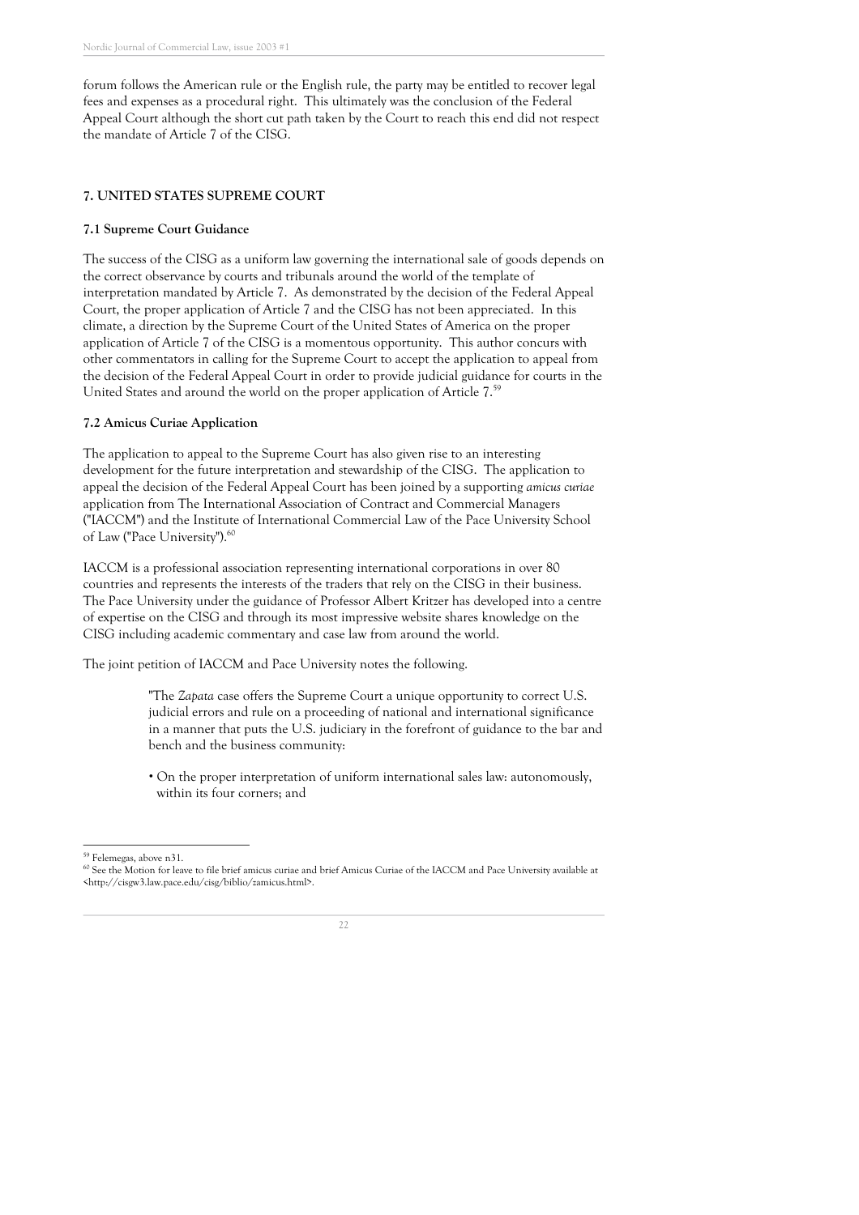forum follows the American rule or the English rule, the party may be entitled to recover legal fees and expenses as a procedural right. This ultimately was the conclusion of the Federal Appeal Court although the short cut path taken by the Court to reach this end did not respect the mandate of Article 7 of the CISG.

## 7. UNITED STATES SUPREME COURT

### 7.1 Supreme Court Guidance

The success of the CISG as a uniform law governing the international sale of goods depends on the correct observance by courts and tribunals around the world of the template of interpretation mandated by Article 7. As demonstrated by the decision of the Federal Appeal Court, the proper application of Article 7 and the CISG has not been appreciated. In this climate, a direction by the Supreme Court of the United States of America on the proper application of Article 7 of the CISG is a momentous opportunity. This author concurs with other commentators in calling for the Supreme Court to accept the application to appeal from the decision of the Federal Appeal Court in order to provide judicial guidance for courts in the United States and around the world on the proper application of Article 7.[59]

### 7.2 Amicus Curiae Application

The application to appeal to the Supreme Court has also given rise to an interesting development for the future interpretation and stewardship of the CISG. The application to appeal the decision of the Federal Appeal Court has been joined by a supporting *amicus curiae* application from The International Association of Contract and Commercial Managers ("IACCM") and the Institute of International Commercial Law of the Pace University School of Law ("Pace University").[60]

IACCM is a professional association representing international corporations in over 80 countries and represents the interests of the traders that rely on the CISG in their business. The Pace University under the guidance of Professor Albert Kritzer has developed into a centre of expertise on the CISG and through its most impressive website shares knowledge on the CISG including academic commentary and case law from around the world.

The joint petition of IACCM and Pace University notes the following.

> "The *Zapata* case offers the Supreme Court a unique opportunity to correct U.S. judicial errors and rule on a proceeding of national and international significance in a manner that puts the U.S. judiciary in the forefront of guidance to the bar and bench and the business community:
>
> • On the proper interpretation of uniform international sales law: autonomously, within its four corners; and

---

[59] Felemegas, above n31.

[60] See the Motion for leave to file brief amicus curiae and brief Amicus Curiae of the IACCM and Pace University available at <http://cisgw3.law.pace.edu/cisg/biblio/zamicus.html>.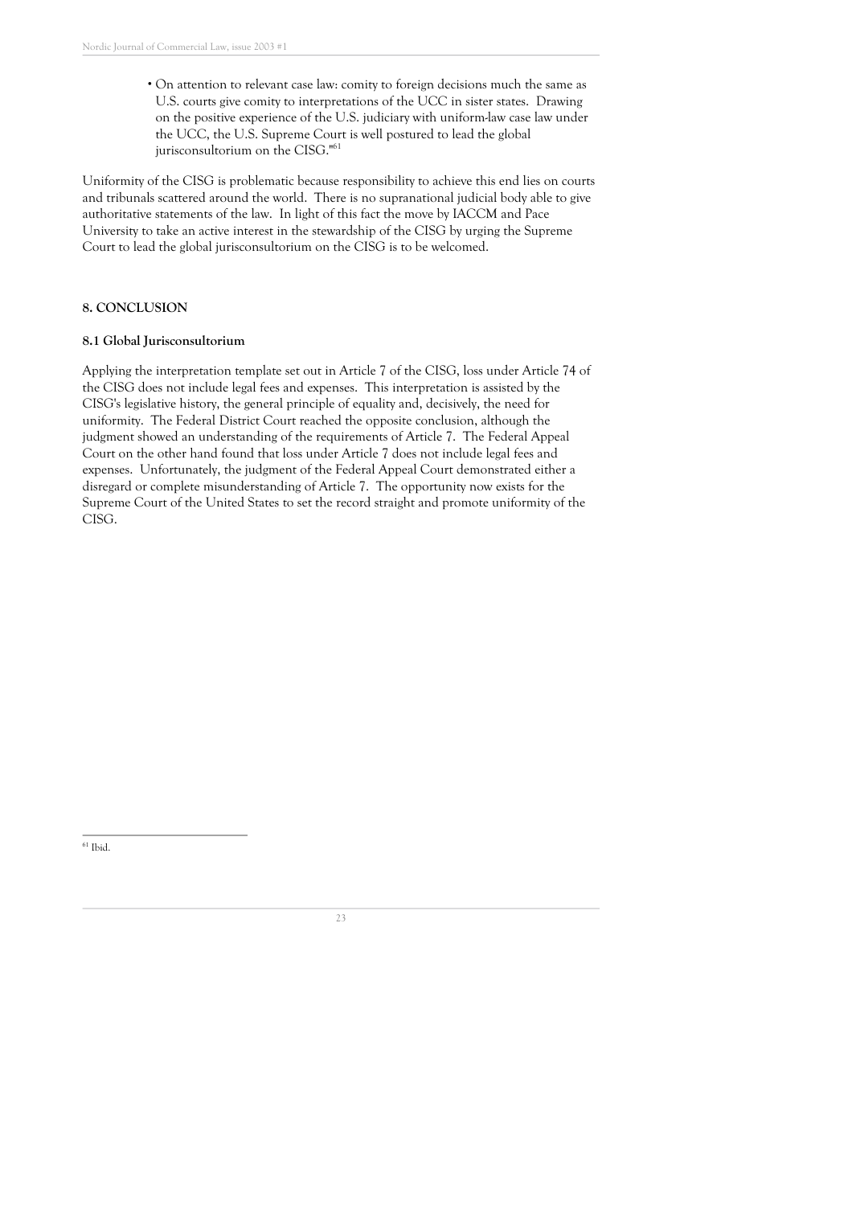- On attention to relevant case law: comity to foreign decisions much the same as U.S. courts give comity to interpretations of the UCC in sister states. Drawing on the positive experience of the U.S. judiciary with uniform-law case law under the UCC, the U.S. Supreme Court is well postured to lead the global jurisconsultorium on the CISG."[61]

Uniformity of the CISG is problematic because responsibility to achieve this end lies on courts and tribunals scattered around the world. There is no supranational judicial body able to give authoritative statements of the law. In light of this fact the move by IACCM and Pace University to take an active interest in the stewardship of the CISG by urging the Supreme Court to lead the global jurisconsultorium on the CISG is to be welcomed.

## 8. CONCLUSION

### 8.1 Global Jurisconsultorium

Applying the interpretation template set out in Article 7 of the CISG, loss under Article 74 of the CISG does not include legal fees and expenses. This interpretation is assisted by the CISG's legislative history, the general principle of equality and, decisively, the need for uniformity. The Federal District Court reached the opposite conclusion, although the judgment showed an understanding of the requirements of Article 7. The Federal Appeal Court on the other hand found that loss under Article 7 does not include legal fees and expenses. Unfortunately, the judgment of the Federal Appeal Court demonstrated either a disregard or complete misunderstanding of Article 7. The opportunity now exists for the Supreme Court of the United States to set the record straight and promote uniformity of the CISG.

---

[61] Ibid.